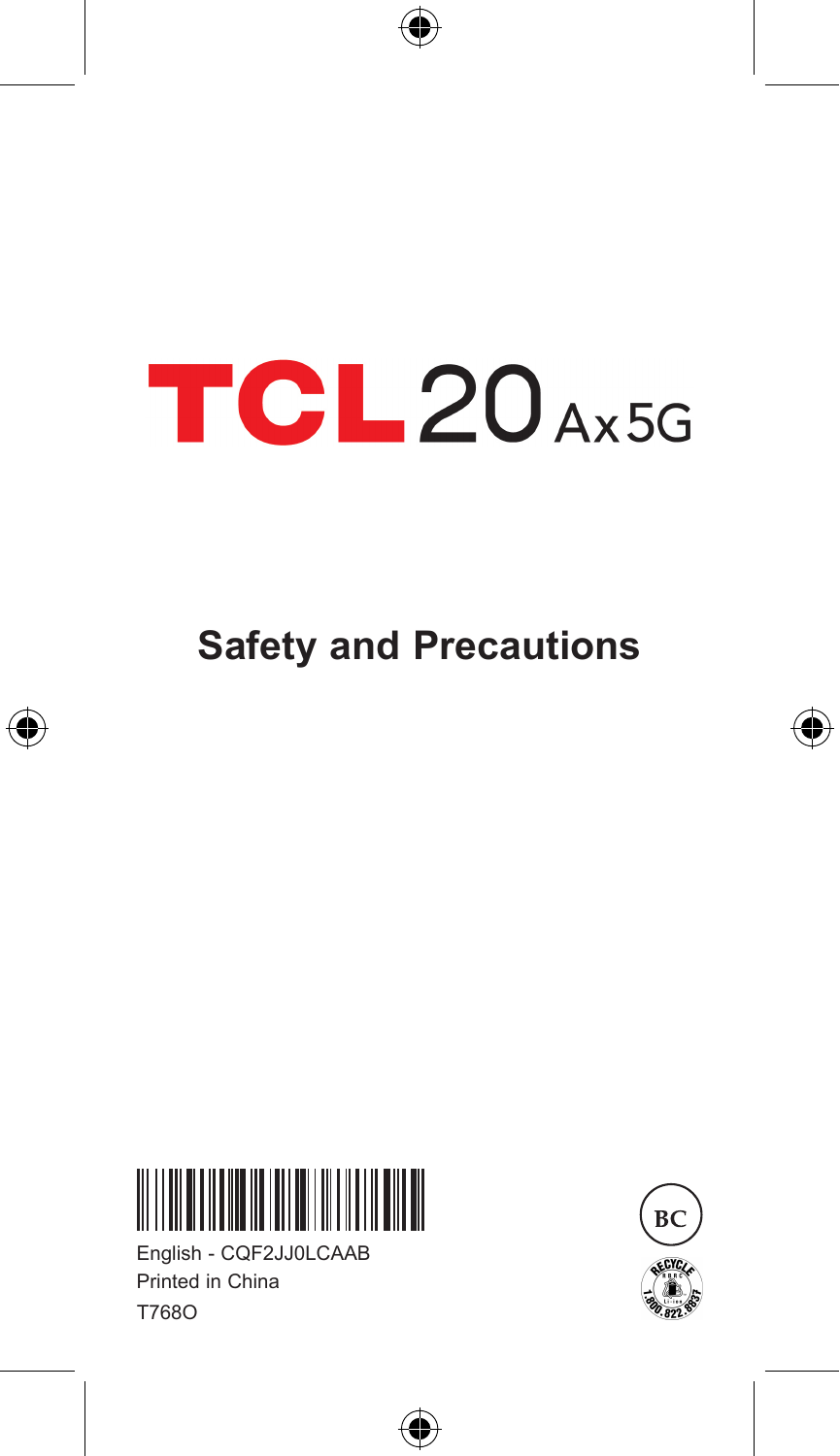# TCL 20 Ax 5G

## Safety and Precautions

English - CQF2JJ0LCAAB

Printed in China

T768O

BC

RECYCLE 1.800.822.8837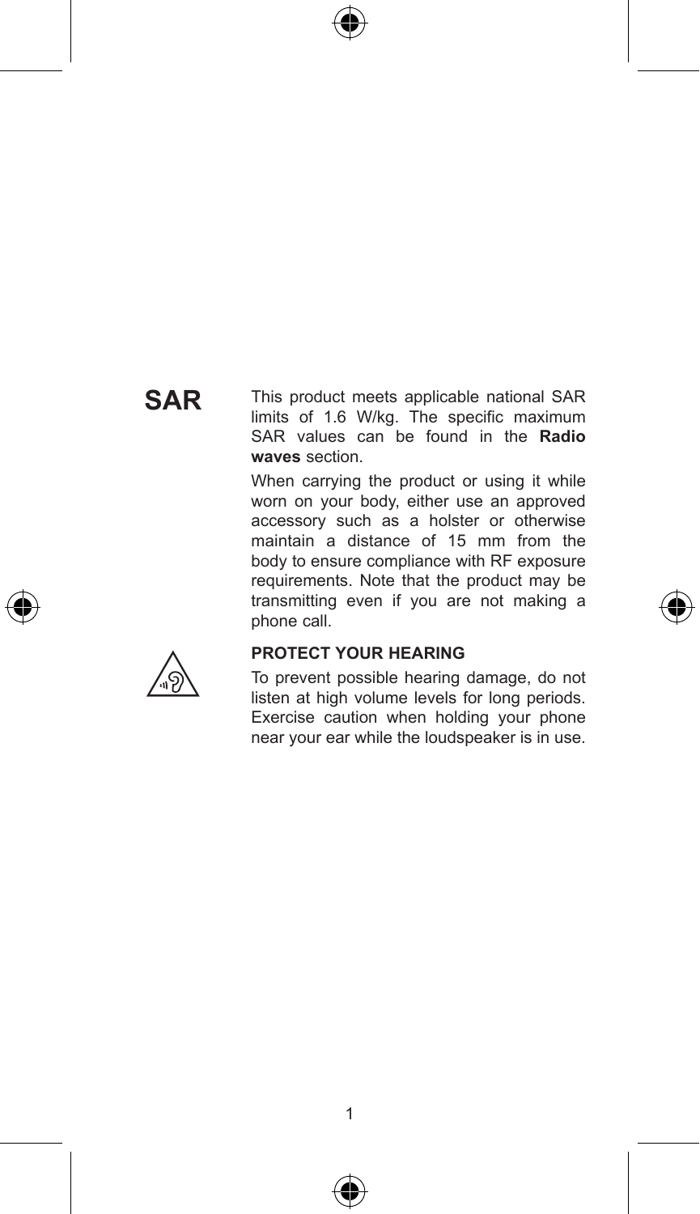## SAR

This product meets applicable national SAR limits of 1.6 W/kg. The specific maximum SAR values can be found in the **Radio waves** section.

When carrying the product or using it while worn on your body, either use an approved accessory such as a holster or otherwise maintain a distance of 15 mm from the body to ensure compliance with RF exposure requirements. Note that the product may be transmitting even if you are not making a phone call.

**PROTECT YOUR HEARING**

To prevent possible hearing damage, do not listen at high volume levels for long periods. Exercise caution when holding your phone near your ear while the loudspeaker is in use.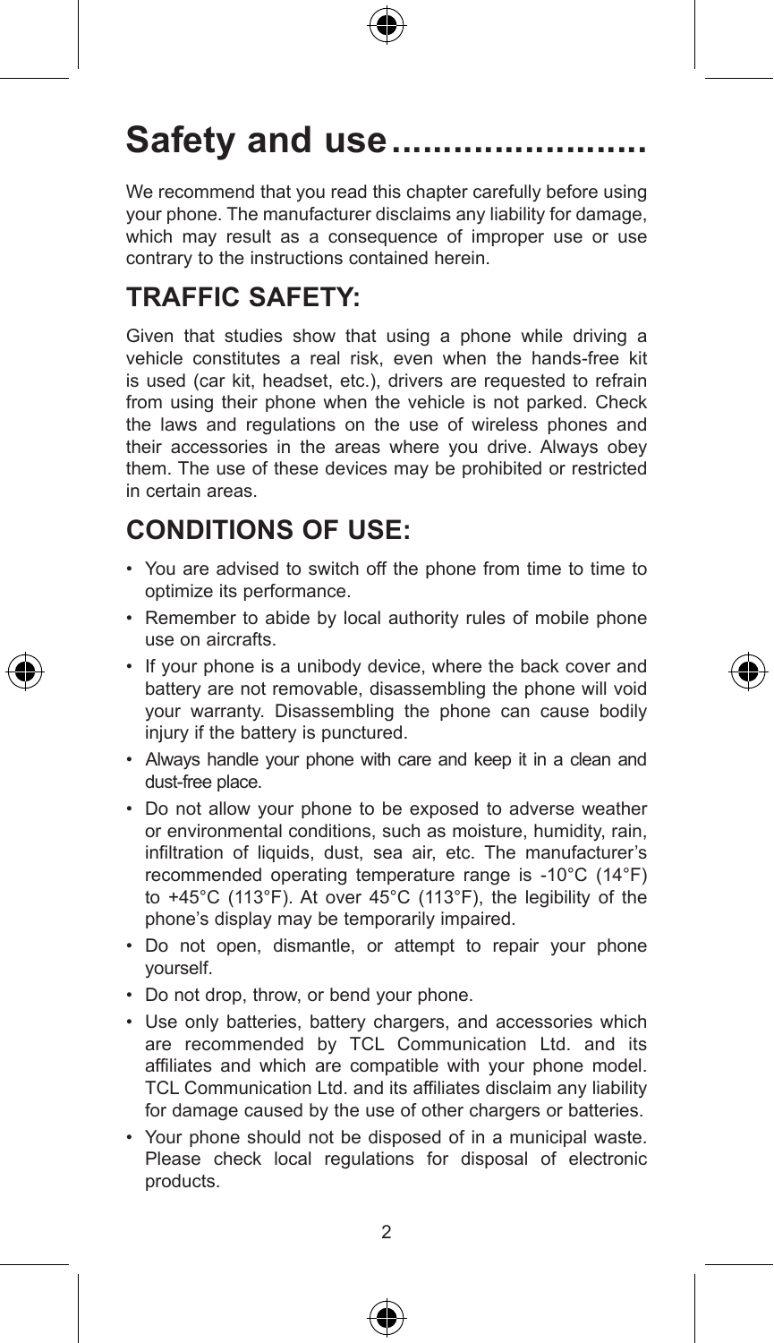# Safety and use........................

We recommend that you read this chapter carefully before using your phone. The manufacturer disclaims any liability for damage, which may result as a consequence of improper use or use contrary to the instructions contained herein.

## TRAFFIC SAFETY:

Given that studies show that using a phone while driving a vehicle constitutes a real risk, even when the hands-free kit is used (car kit, headset, etc.), drivers are requested to refrain from using their phone when the vehicle is not parked. Check the laws and regulations on the use of wireless phones and their accessories in the areas where you drive. Always obey them. The use of these devices may be prohibited or restricted in certain areas.

## CONDITIONS OF USE:

- You are advised to switch off the phone from time to time to optimize its performance.
- Remember to abide by local authority rules of mobile phone use on aircrafts.
- If your phone is a unibody device, where the back cover and battery are not removable, disassembling the phone will void your warranty. Disassembling the phone can cause bodily injury if the battery is punctured.
- Always handle your phone with care and keep it in a clean and dust-free place.
- Do not allow your phone to be exposed to adverse weather or environmental conditions, such as moisture, humidity, rain, infiltration of liquids, dust, sea air, etc. The manufacturer's recommended operating temperature range is -10°C (14°F) to +45°C (113°F). At over 45°C (113°F), the legibility of the phone's display may be temporarily impaired.
- Do not open, dismantle, or attempt to repair your phone yourself.
- Do not drop, throw, or bend your phone.
- Use only batteries, battery chargers, and accessories which are recommended by TCL Communication Ltd. and its affiliates and which are compatible with your phone model. TCL Communication Ltd. and its affiliates disclaim any liability for damage caused by the use of other chargers or batteries.
- Your phone should not be disposed of in a municipal waste. Please check local regulations for disposal of electronic products.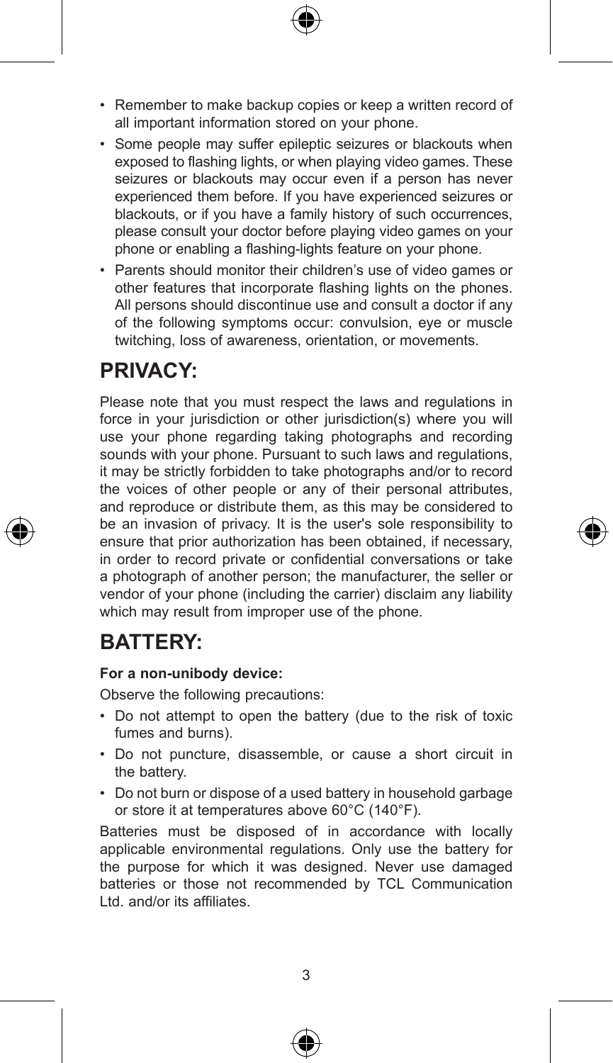- Remember to make backup copies or keep a written record of all important information stored on your phone.
- Some people may suffer epileptic seizures or blackouts when exposed to flashing lights, or when playing video games. These seizures or blackouts may occur even if a person has never experienced them before. If you have experienced seizures or blackouts, or if you have a family history of such occurrences, please consult your doctor before playing video games on your phone or enabling a flashing-lights feature on your phone.
- Parents should monitor their children's use of video games or other features that incorporate flashing lights on the phones. All persons should discontinue use and consult a doctor if any of the following symptoms occur: convulsion, eye or muscle twitching, loss of awareness, orientation, or movements.

## PRIVACY:

Please note that you must respect the laws and regulations in force in your jurisdiction or other jurisdiction(s) where you will use your phone regarding taking photographs and recording sounds with your phone. Pursuant to such laws and regulations, it may be strictly forbidden to take photographs and/or to record the voices of other people or any of their personal attributes, and reproduce or distribute them, as this may be considered to be an invasion of privacy. It is the user's sole responsibility to ensure that prior authorization has been obtained, if necessary, in order to record private or confidential conversations or take a photograph of another person; the manufacturer, the seller or vendor of your phone (including the carrier) disclaim any liability which may result from improper use of the phone.

## BATTERY:

**For a non-unibody device:**

Observe the following precautions:

- Do not attempt to open the battery (due to the risk of toxic fumes and burns).
- Do not puncture, disassemble, or cause a short circuit in the battery.
- Do not burn or dispose of a used battery in household garbage or store it at temperatures above 60°C (140°F).

Batteries must be disposed of in accordance with locally applicable environmental regulations. Only use the battery for the purpose for which it was designed. Never use damaged batteries or those not recommended by TCL Communication Ltd. and/or its affiliates.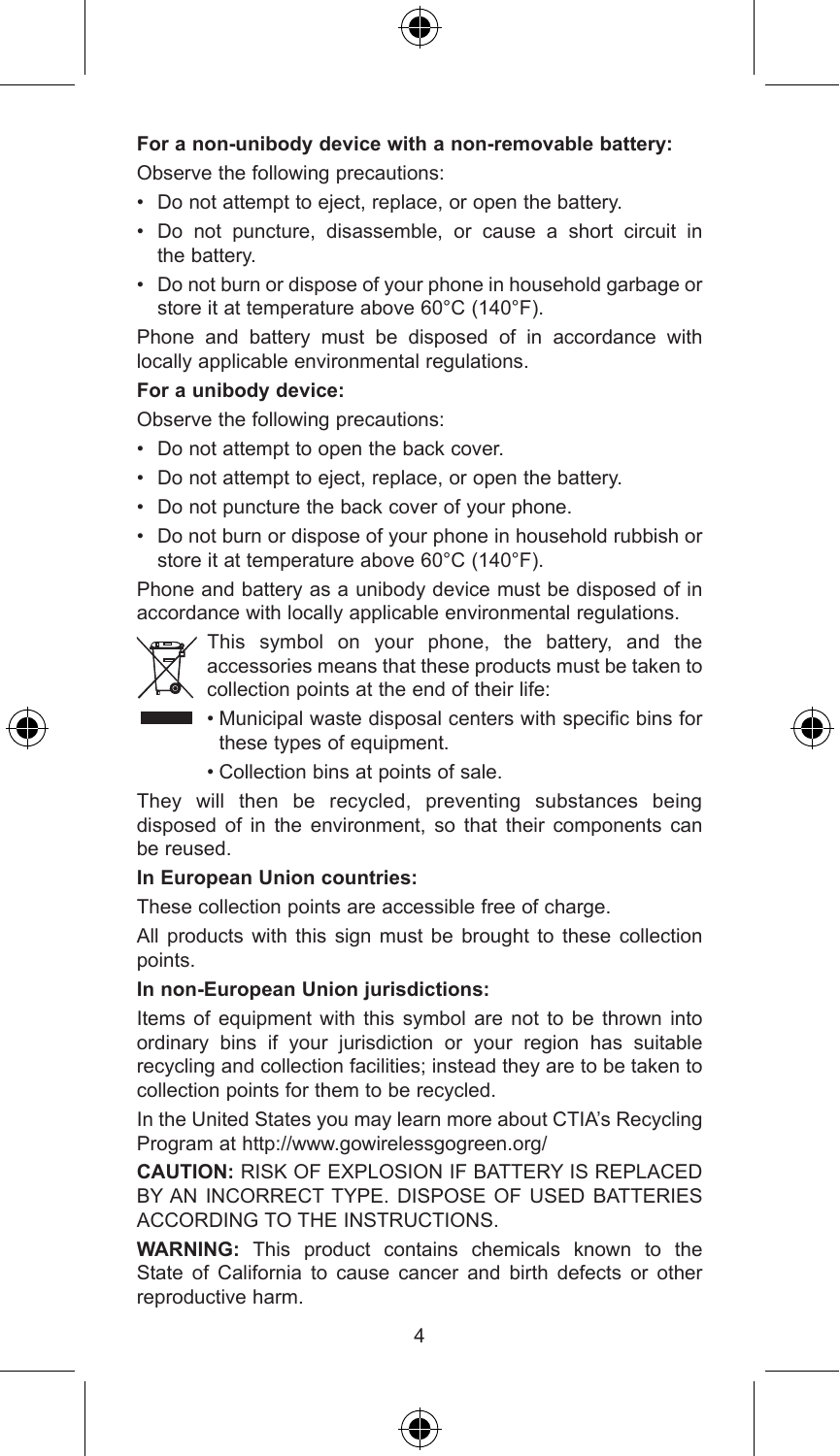**For a non-unibody device with a non-removable battery:**

Observe the following precautions:

- Do not attempt to eject, replace, or open the battery.
- Do not puncture, disassemble, or cause a short circuit in the battery.
- Do not burn or dispose of your phone in household garbage or store it at temperature above 60°C (140°F).

Phone and battery must be disposed of in accordance with locally applicable environmental regulations.

**For a unibody device:**

Observe the following precautions:

- Do not attempt to open the back cover.
- Do not attempt to eject, replace, or open the battery.
- Do not puncture the back cover of your phone.
- Do not burn or dispose of your phone in household rubbish or store it at temperature above 60°C (140°F).

Phone and battery as a unibody device must be disposed of in accordance with locally applicable environmental regulations.

This symbol on your phone, the battery, and the accessories means that these products must be taken to collection points at the end of their life:

- Municipal waste disposal centers with specific bins for these types of equipment.
- Collection bins at points of sale.

They will then be recycled, preventing substances being disposed of in the environment, so that their components can be reused.

**In European Union countries:**

These collection points are accessible free of charge.

All products with this sign must be brought to these collection points.

**In non-European Union jurisdictions:**

Items of equipment with this symbol are not to be thrown into ordinary bins if your jurisdiction or your region has suitable recycling and collection facilities; instead they are to be taken to collection points for them to be recycled.

In the United States you may learn more about CTIA's Recycling Program at http://www.gowirelessgogreen.org/

**CAUTION:** RISK OF EXPLOSION IF BATTERY IS REPLACED BY AN INCORRECT TYPE. DISPOSE OF USED BATTERIES ACCORDING TO THE INSTRUCTIONS.

**WARNING:** This product contains chemicals known to the State of California to cause cancer and birth defects or other reproductive harm.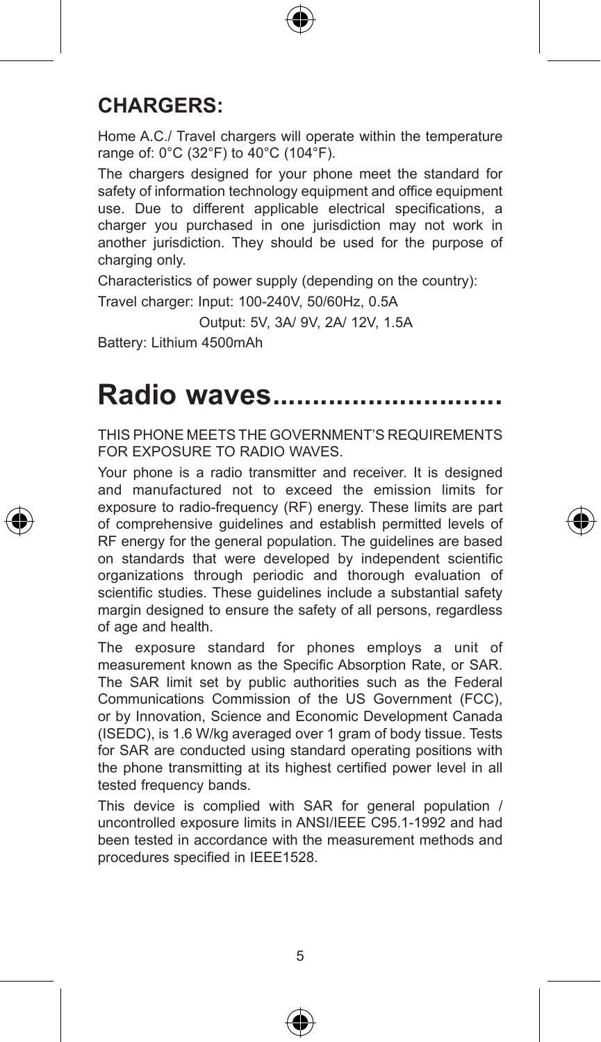## CHARGERS:

Home A.C./ Travel chargers will operate within the temperature range of: 0°C (32°F) to 40°C (104°F).

The chargers designed for your phone meet the standard for safety of information technology equipment and office equipment use. Due to different applicable electrical specifications, a charger you purchased in one jurisdiction may not work in another jurisdiction. They should be used for the purpose of charging only.

Characteristics of power supply (depending on the country):

Travel charger: Input: 100-240V, 50/60Hz, 0.5A

Output: 5V, 3A/ 9V, 2A/ 12V, 1.5A

Battery: Lithium 4500mAh

# Radio waves............................

THIS PHONE MEETS THE GOVERNMENT'S REQUIREMENTS FOR EXPOSURE TO RADIO WAVES.

Your phone is a radio transmitter and receiver. It is designed and manufactured not to exceed the emission limits for exposure to radio-frequency (RF) energy. These limits are part of comprehensive guidelines and establish permitted levels of RF energy for the general population. The guidelines are based on standards that were developed by independent scientific organizations through periodic and thorough evaluation of scientific studies. These guidelines include a substantial safety margin designed to ensure the safety of all persons, regardless of age and health.

The exposure standard for phones employs a unit of measurement known as the Specific Absorption Rate, or SAR. The SAR limit set by public authorities such as the Federal Communications Commission of the US Government (FCC), or by Innovation, Science and Economic Development Canada (ISEDC), is 1.6 W/kg averaged over 1 gram of body tissue. Tests for SAR are conducted using standard operating positions with the phone transmitting at its highest certified power level in all tested frequency bands.

This device is complied with SAR for general population / uncontrolled exposure limits in ANSI/IEEE C95.1-1992 and had been tested in accordance with the measurement methods and procedures specified in IEEE1528.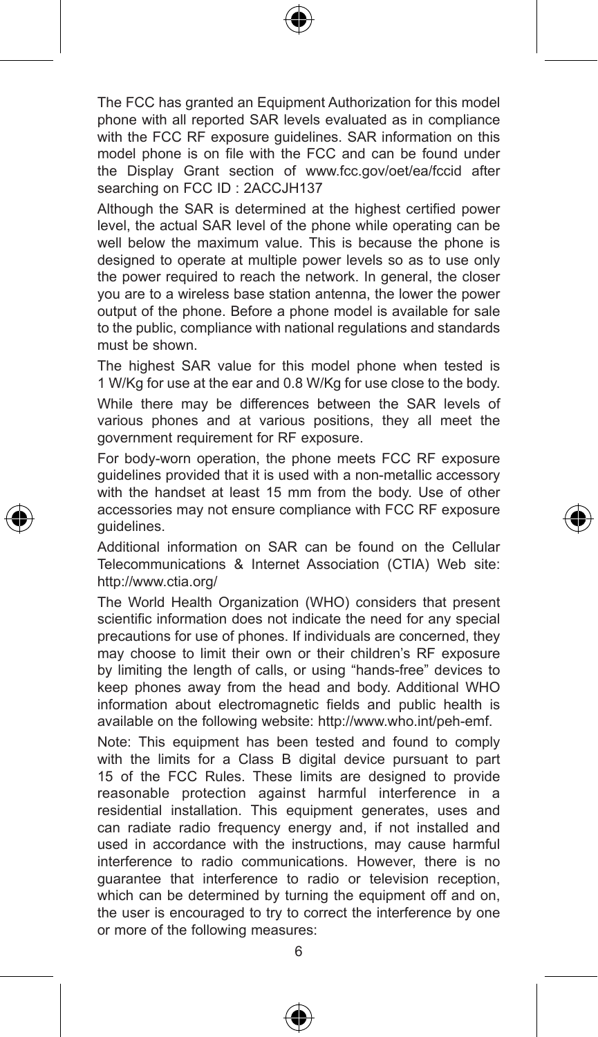The FCC has granted an Equipment Authorization for this model phone with all reported SAR levels evaluated as in compliance with the FCC RF exposure guidelines. SAR information on this model phone is on file with the FCC and can be found under the Display Grant section of www.fcc.gov/oet/ea/fccid after searching on FCC ID : 2ACCJH137

Although the SAR is determined at the highest certified power level, the actual SAR level of the phone while operating can be well below the maximum value. This is because the phone is designed to operate at multiple power levels so as to use only the power required to reach the network. In general, the closer you are to a wireless base station antenna, the lower the power output of the phone. Before a phone model is available for sale to the public, compliance with national regulations and standards must be shown.

The highest SAR value for this model phone when tested is 1 W/Kg for use at the ear and 0.8 W/Kg for use close to the body.

While there may be differences between the SAR levels of various phones and at various positions, they all meet the government requirement for RF exposure.

For body-worn operation, the phone meets FCC RF exposure guidelines provided that it is used with a non-metallic accessory with the handset at least 15 mm from the body. Use of other accessories may not ensure compliance with FCC RF exposure guidelines.

Additional information on SAR can be found on the Cellular Telecommunications & Internet Association (CTIA) Web site: http://www.ctia.org/

The World Health Organization (WHO) considers that present scientific information does not indicate the need for any special precautions for use of phones. If individuals are concerned, they may choose to limit their own or their children's RF exposure by limiting the length of calls, or using "hands-free" devices to keep phones away from the head and body. Additional WHO information about electromagnetic fields and public health is available on the following website: http://www.who.int/peh-emf.

Note: This equipment has been tested and found to comply with the limits for a Class B digital device pursuant to part 15 of the FCC Rules. These limits are designed to provide reasonable protection against harmful interference in a residential installation. This equipment generates, uses and can radiate radio frequency energy and, if not installed and used in accordance with the instructions, may cause harmful interference to radio communications. However, there is no guarantee that interference to radio or television reception, which can be determined by turning the equipment off and on, the user is encouraged to try to correct the interference by one or more of the following measures: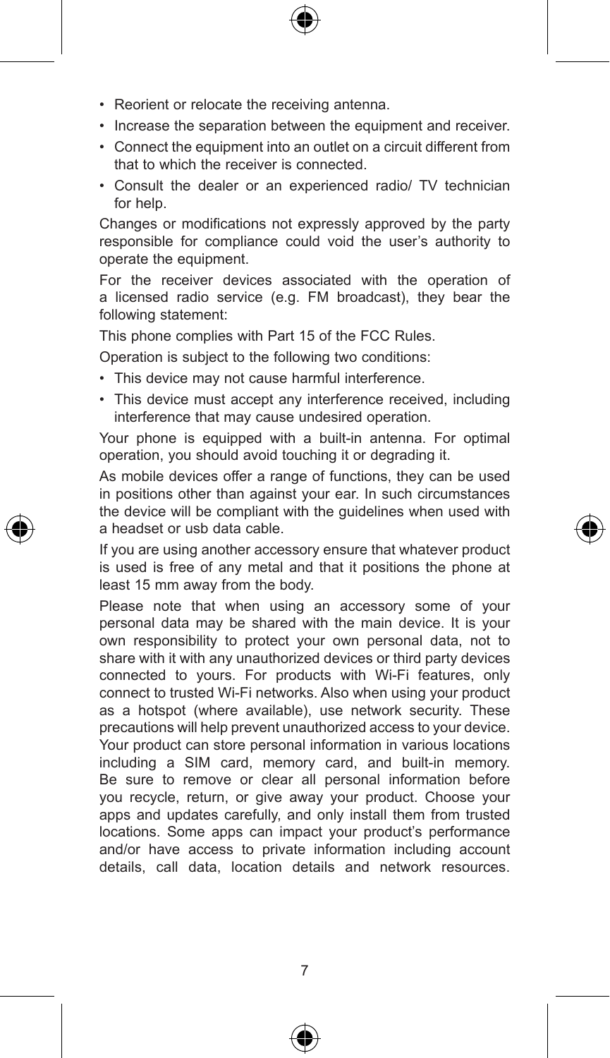- Reorient or relocate the receiving antenna.
- Increase the separation between the equipment and receiver.
- Connect the equipment into an outlet on a circuit different from that to which the receiver is connected.
- Consult the dealer or an experienced radio/ TV technician for help.

Changes or modifications not expressly approved by the party responsible for compliance could void the user's authority to operate the equipment.

For the receiver devices associated with the operation of a licensed radio service (e.g. FM broadcast), they bear the following statement:

This phone complies with Part 15 of the FCC Rules.

Operation is subject to the following two conditions:

- This device may not cause harmful interference.
- This device must accept any interference received, including interference that may cause undesired operation.

Your phone is equipped with a built-in antenna. For optimal operation, you should avoid touching it or degrading it.

As mobile devices offer a range of functions, they can be used in positions other than against your ear. In such circumstances the device will be compliant with the guidelines when used with a headset or usb data cable.

If you are using another accessory ensure that whatever product is used is free of any metal and that it positions the phone at least 15 mm away from the body.

Please note that when using an accessory some of your personal data may be shared with the main device. It is your own responsibility to protect your own personal data, not to share with it with any unauthorized devices or third party devices connected to yours. For products with Wi-Fi features, only connect to trusted Wi-Fi networks. Also when using your product as a hotspot (where available), use network security. These precautions will help prevent unauthorized access to your device. Your product can store personal information in various locations including a SIM card, memory card, and built-in memory. Be sure to remove or clear all personal information before you recycle, return, or give away your product. Choose your apps and updates carefully, and only install them from trusted locations. Some apps can impact your product's performance and/or have access to private information including account details, call data, location details and network resources.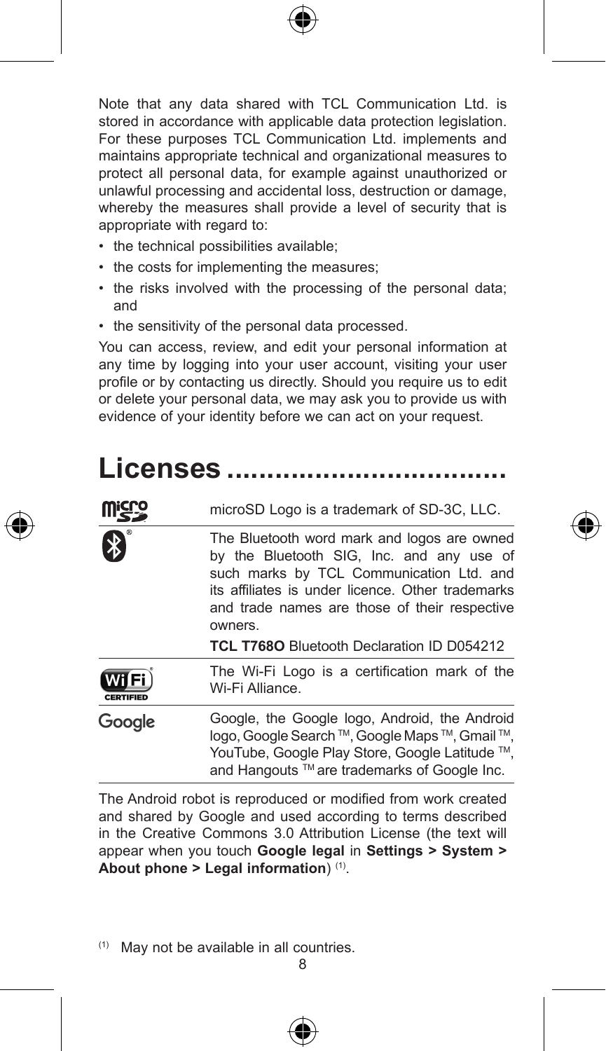Note that any data shared with TCL Communication Ltd. is stored in accordance with applicable data protection legislation. For these purposes TCL Communication Ltd. implements and maintains appropriate technical and organizational measures to protect all personal data, for example against unauthorized or unlawful processing and accidental loss, destruction or damage, whereby the measures shall provide a level of security that is appropriate with regard to:

- the technical possibilities available;
- the costs for implementing the measures;
- the risks involved with the processing of the personal data; and
- the sensitivity of the personal data processed.

You can access, review, and edit your personal information at any time by logging into your user account, visiting your user profile or by contacting us directly. Should you require us to edit or delete your personal data, we may ask you to provide us with evidence of your identity before we can act on your request.

# Licenses ...............................

| | |
|---|---|
| microSD | microSD Logo is a trademark of SD-3C, LLC. |
| Bluetooth | The Bluetooth word mark and logos are owned by the Bluetooth SIG, Inc. and any use of such marks by TCL Communication Ltd. and its affiliates is under licence. Other trademarks and trade names are those of their respective owners. **TCL T768O** Bluetooth Declaration ID D054212 |
| Wi-Fi CERTIFIED | The Wi-Fi Logo is a certification mark of the Wi-Fi Alliance. |
| Google | Google, the Google logo, Android, the Android logo, Google Search ™, Google Maps ™, Gmail ™, YouTube, Google Play Store, Google Latitude ™, and Hangouts ™ are trademarks of Google Inc. |

The Android robot is reproduced or modified from work created and shared by Google and used according to terms described in the Creative Commons 3.0 Attribution License (the text will appear when you touch **Google legal** in **Settings > System > About phone > Legal information**) (1).

(1) May not be available in all countries.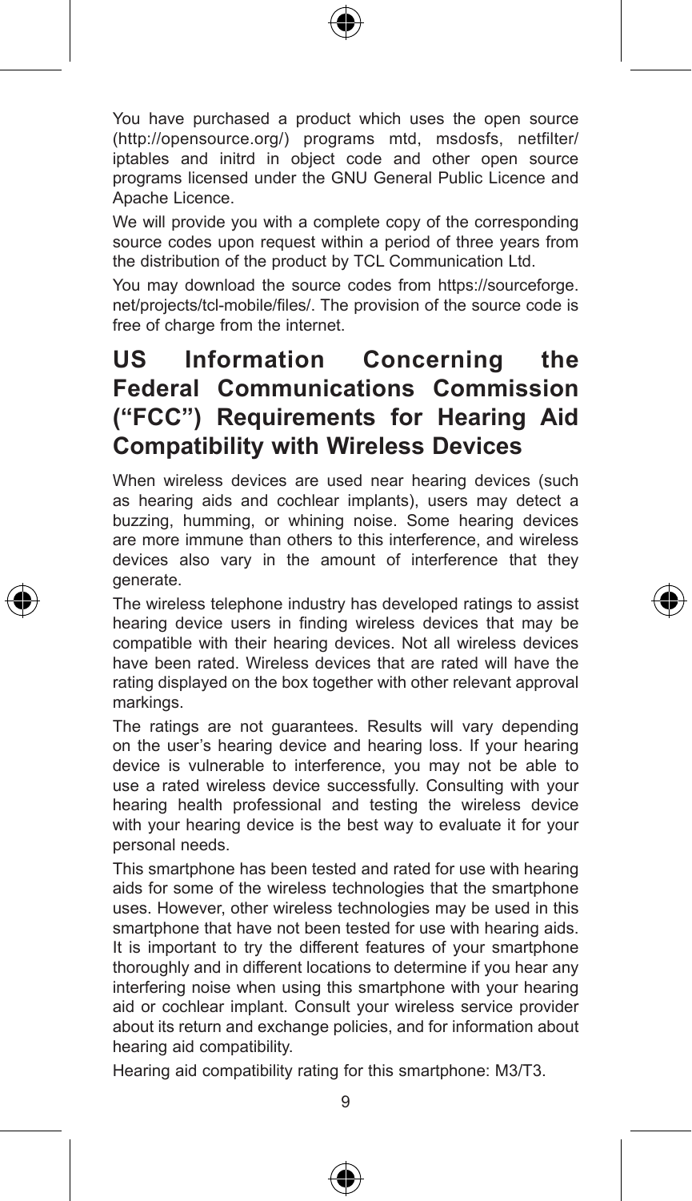You have purchased a product which uses the open source (http://opensource.org/) programs mtd, msdosfs, netfilter/iptables and initrd in object code and other open source programs licensed under the GNU General Public Licence and Apache Licence.

We will provide you with a complete copy of the corresponding source codes upon request within a period of three years from the distribution of the product by TCL Communication Ltd.

You may download the source codes from https://sourceforge.net/projects/tcl-mobile/files/. The provision of the source code is free of charge from the internet.

## US Information Concerning the Federal Communications Commission ("FCC") Requirements for Hearing Aid Compatibility with Wireless Devices

When wireless devices are used near hearing devices (such as hearing aids and cochlear implants), users may detect a buzzing, humming, or whining noise. Some hearing devices are more immune than others to this interference, and wireless devices also vary in the amount of interference that they generate.

The wireless telephone industry has developed ratings to assist hearing device users in finding wireless devices that may be compatible with their hearing devices. Not all wireless devices have been rated. Wireless devices that are rated will have the rating displayed on the box together with other relevant approval markings.

The ratings are not guarantees. Results will vary depending on the user's hearing device and hearing loss. If your hearing device is vulnerable to interference, you may not be able to use a rated wireless device successfully. Consulting with your hearing health professional and testing the wireless device with your hearing device is the best way to evaluate it for your personal needs.

This smartphone has been tested and rated for use with hearing aids for some of the wireless technologies that the smartphone uses. However, other wireless technologies may be used in this smartphone that have not been tested for use with hearing aids. It is important to try the different features of your smartphone thoroughly and in different locations to determine if you hear any interfering noise when using this smartphone with your hearing aid or cochlear implant. Consult your wireless service provider about its return and exchange policies, and for information about hearing aid compatibility.

Hearing aid compatibility rating for this smartphone: M3/T3.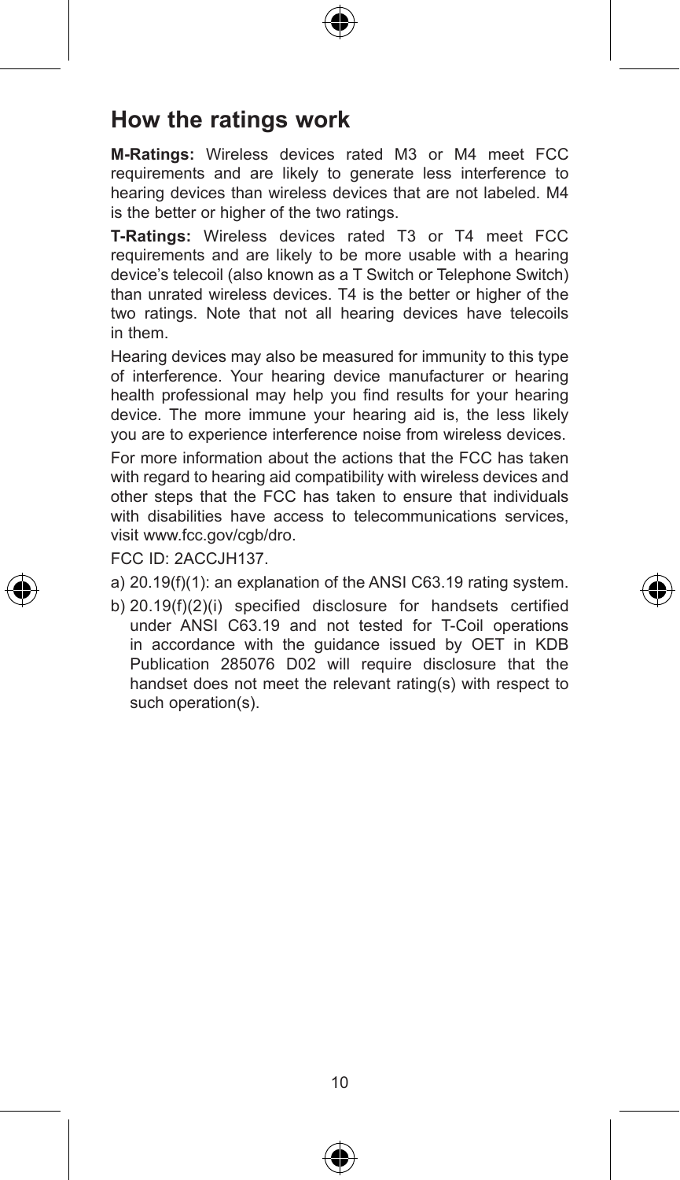## How the ratings work

**M-Ratings:** Wireless devices rated M3 or M4 meet FCC requirements and are likely to generate less interference to hearing devices than wireless devices that are not labeled. M4 is the better or higher of the two ratings.

**T-Ratings:** Wireless devices rated T3 or T4 meet FCC requirements and are likely to be more usable with a hearing device's telecoil (also known as a T Switch or Telephone Switch) than unrated wireless devices. T4 is the better or higher of the two ratings. Note that not all hearing devices have telecoils in them.

Hearing devices may also be measured for immunity to this type of interference. Your hearing device manufacturer or hearing health professional may help you find results for your hearing device. The more immune your hearing aid is, the less likely you are to experience interference noise from wireless devices.

For more information about the actions that the FCC has taken with regard to hearing aid compatibility with wireless devices and other steps that the FCC has taken to ensure that individuals with disabilities have access to telecommunications services, visit www.fcc.gov/cgb/dro.

FCC ID: 2ACCJH137.

a) 20.19(f)(1): an explanation of the ANSI C63.19 rating system.

b) 20.19(f)(2)(i) specified disclosure for handsets certified under ANSI C63.19 and not tested for T-Coil operations in accordance with the guidance issued by OET in KDB Publication 285076 D02 will require disclosure that the handset does not meet the relevant rating(s) with respect to such operation(s).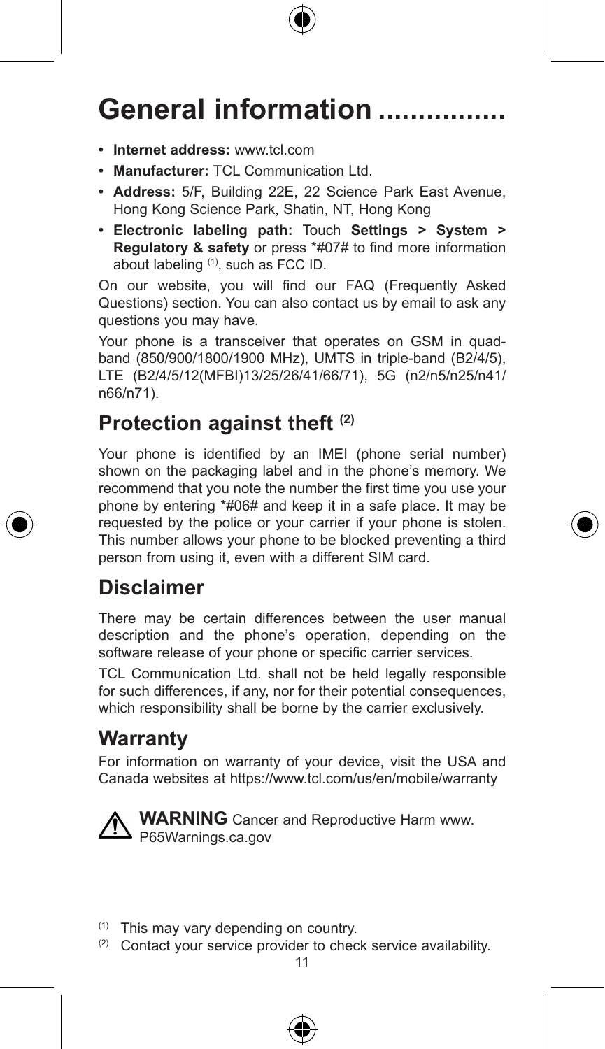# General information ................

- **Internet address:** www.tcl.com
- **Manufacturer:** TCL Communication Ltd.
- **Address:** 5/F, Building 22E, 22 Science Park East Avenue, Hong Kong Science Park, Shatin, NT, Hong Kong
- **Electronic labeling path:** Touch **Settings > System > Regulatory & safety** or press *#07# to find more information about labeling [(1)], such as FCC ID.

On our website, you will find our FAQ (Frequently Asked Questions) section. You can also contact us by email to ask any questions you may have.

Your phone is a transceiver that operates on GSM in quad-band (850/900/1800/1900 MHz), UMTS in triple-band (B2/4/5), LTE (B2/4/5/12(MFBI)13/25/26/41/66/71), 5G (n2/n5/n25/n41/n66/n71).

## Protection against theft [(2)]

Your phone is identified by an IMEI (phone serial number) shown on the packaging label and in the phone's memory. We recommend that you note the number the first time you use your phone by entering *#06# and keep it in a safe place. It may be requested by the police or your carrier if your phone is stolen. This number allows your phone to be blocked preventing a third person from using it, even with a different SIM card.

## Disclaimer

There may be certain differences between the user manual description and the phone's operation, depending on the software release of your phone or specific carrier services.

TCL Communication Ltd. shall not be held legally responsible for such differences, if any, nor for their potential consequences, which responsibility shall be borne by the carrier exclusively.

## Warranty

For information on warranty of your device, visit the USA and Canada websites at https://www.tcl.com/us/en/mobile/warranty

⚠ **WARNING** Cancer and Reproductive Harm www.P65Warnings.ca.gov

(1) This may vary depending on country.

(2) Contact your service provider to check service availability.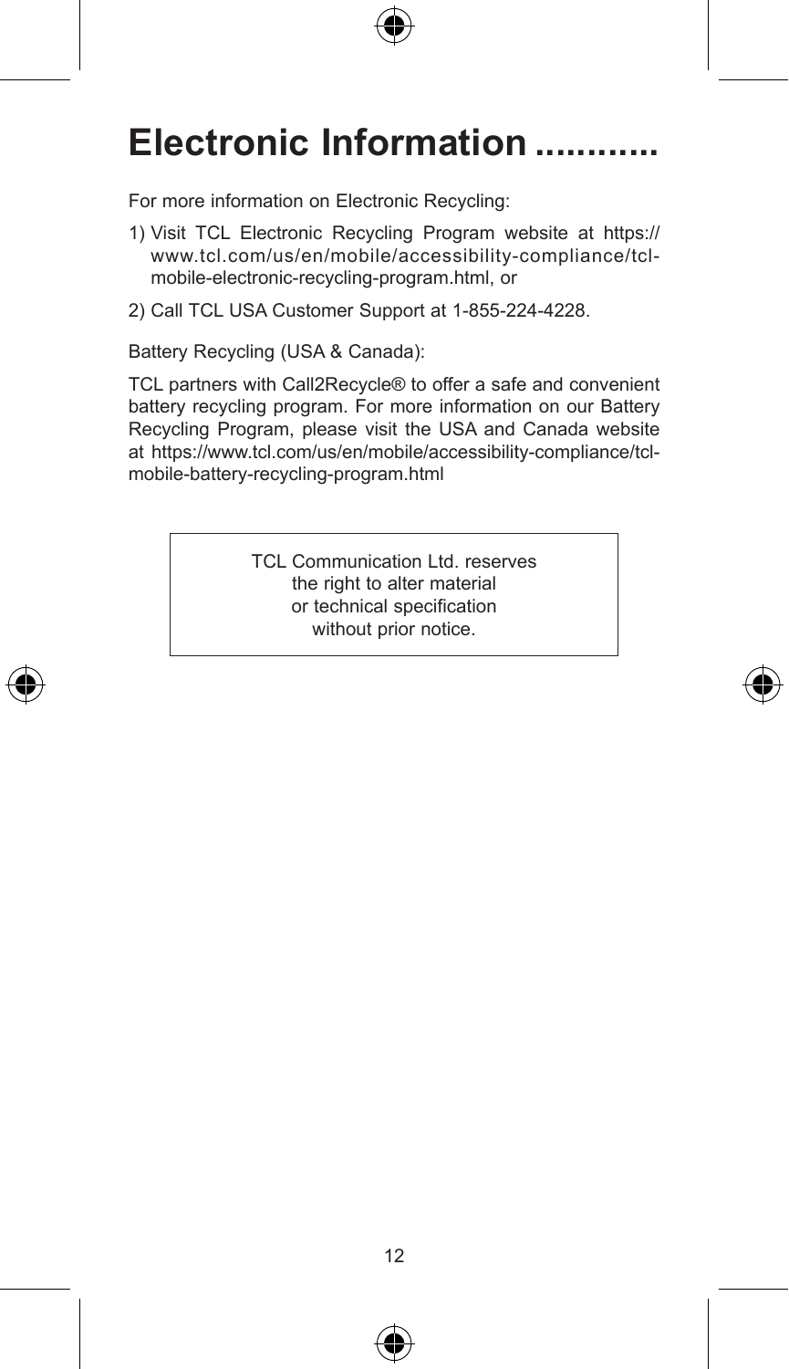# Electronic Information ............

For more information on Electronic Recycling:

1) Visit TCL Electronic Recycling Program website at https://www.tcl.com/us/en/mobile/accessibility-compliance/tcl-mobile-electronic-recycling-program.html, or
2) Call TCL USA Customer Support at 1-855-224-4228.

Battery Recycling (USA & Canada):

TCL partners with Call2Recycle® to offer a safe and convenient battery recycling program. For more information on our Battery Recycling Program, please visit the USA and Canada website at https://www.tcl.com/us/en/mobile/accessibility-compliance/tcl-mobile-battery-recycling-program.html

TCL Communication Ltd. reserves the right to alter material or technical specification without prior notice.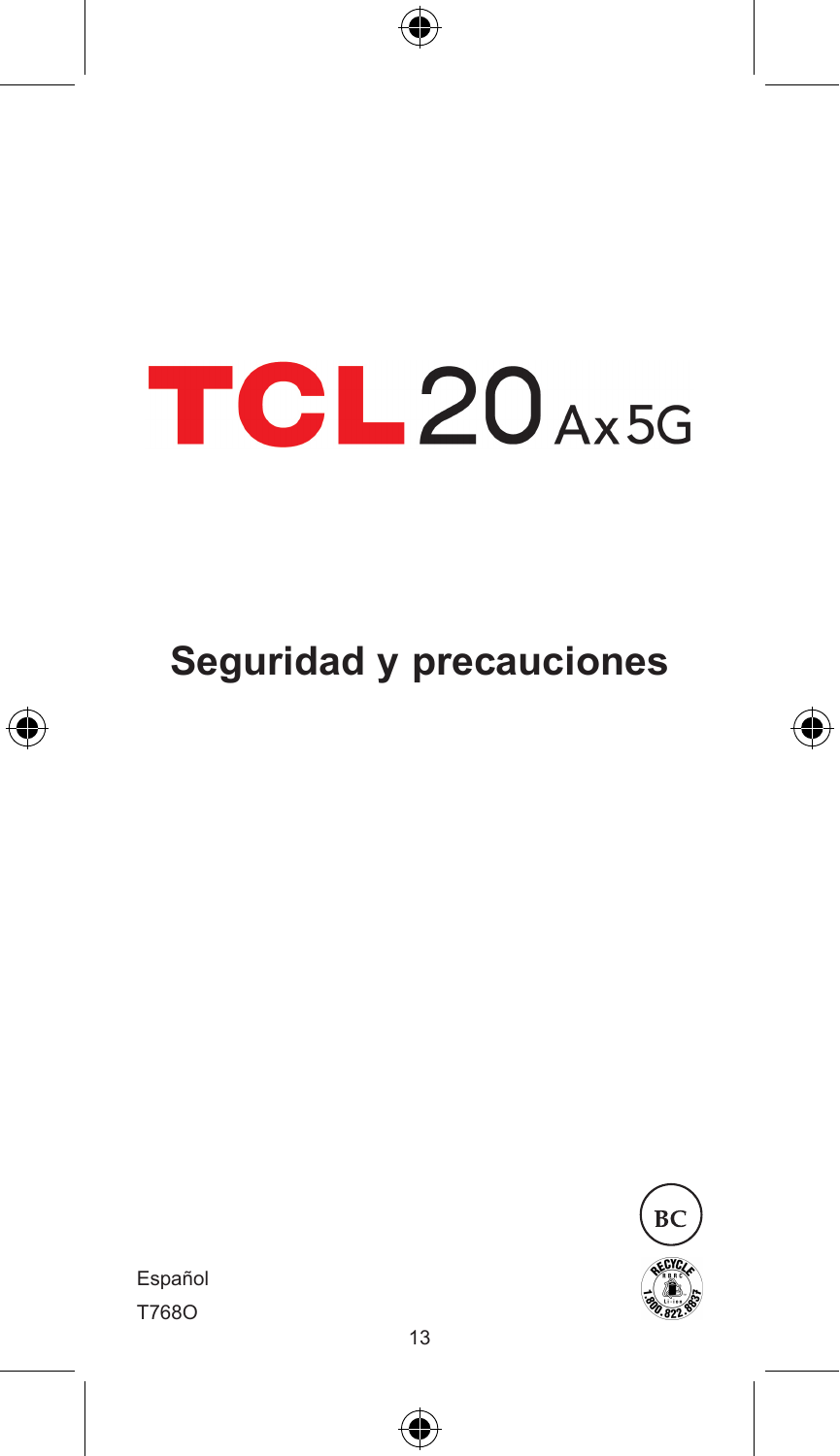# TCL 20 Ax 5G

## Seguridad y precauciones

Español

T768O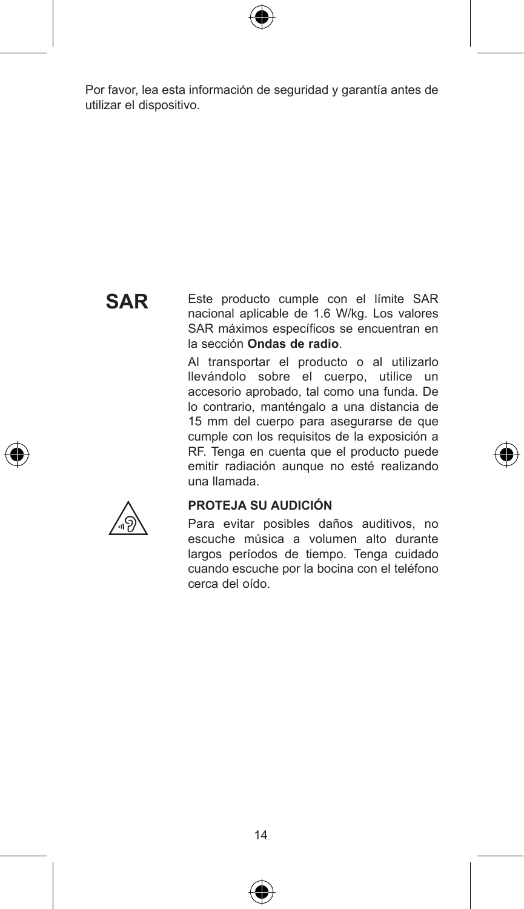Por favor, lea esta información de seguridad y garantía antes de utilizar el dispositivo.

**SAR**

Este producto cumple con el límite SAR nacional aplicable de 1.6 W/kg. Los valores SAR máximos específicos se encuentran en la sección **Ondas de radio**.

Al transportar el producto o al utilizarlo llevándolo sobre el cuerpo, utilice un accesorio aprobado, tal como una funda. De lo contrario, manténgalo a una distancia de 15 mm del cuerpo para asegurarse de que cumple con los requisitos de la exposición a RF. Tenga en cuenta que el producto puede emitir radiación aunque no esté realizando una llamada.

**PROTEJA SU AUDICIÓN**

Para evitar posibles daños auditivos, no escuche música a volumen alto durante largos períodos de tiempo. Tenga cuidado cuando escuche por la bocina con el teléfono cerca del oído.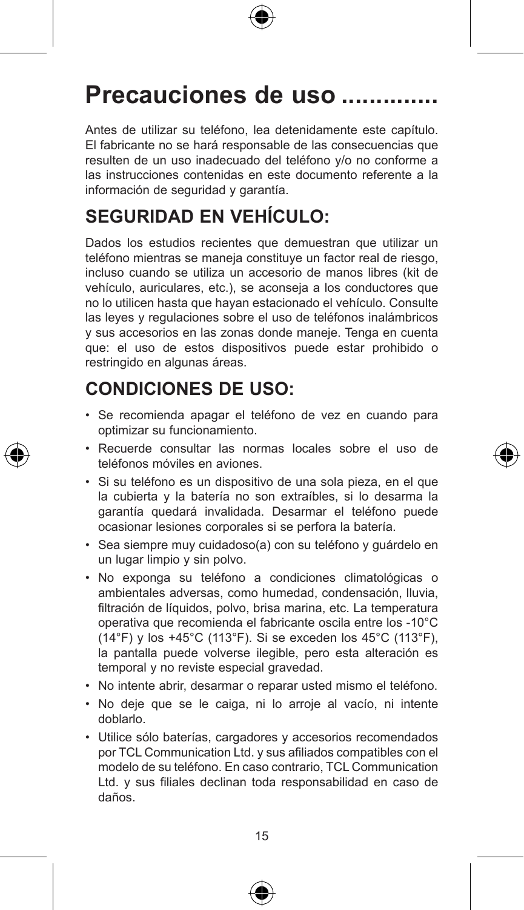# Precauciones de uso .............

Antes de utilizar su teléfono, lea detenidamente este capítulo. El fabricante no se hará responsable de las consecuencias que resulten de un uso inadecuado del teléfono y/o no conforme a las instrucciones contenidas en este documento referente a la información de seguridad y garantía.

## SEGURIDAD EN VEHÍCULO:

Dados los estudios recientes que demuestran que utilizar un teléfono mientras se maneja constituye un factor real de riesgo, incluso cuando se utiliza un accesorio de manos libres (kit de vehículo, auriculares, etc.), se aconseja a los conductores que no lo utilicen hasta que hayan estacionado el vehículo. Consulte las leyes y regulaciones sobre el uso de teléfonos inalámbricos y sus accesorios en las zonas donde maneje. Tenga en cuenta que: el uso de estos dispositivos puede estar prohibido o restringido en algunas áreas.

## CONDICIONES DE USO:

- Se recomienda apagar el teléfono de vez en cuando para optimizar su funcionamiento.
- Recuerde consultar las normas locales sobre el uso de teléfonos móviles en aviones.
- Si su teléfono es un dispositivo de una sola pieza, en el que la cubierta y la batería no son extraíbles, si lo desarma la garantía quedará invalidada. Desarmar el teléfono puede ocasionar lesiones corporales si se perfora la batería.
- Sea siempre muy cuidadoso(a) con su teléfono y guárdelo en un lugar limpio y sin polvo.
- No exponga su teléfono a condiciones climatológicas o ambientales adversas, como humedad, condensación, lluvia, filtración de líquidos, polvo, brisa marina, etc. La temperatura operativa que recomienda el fabricante oscila entre los -10°C (14°F) y los +45°C (113°F). Si se exceden los 45°C (113°F), la pantalla puede volverse ilegible, pero esta alteración es temporal y no reviste especial gravedad.
- No intente abrir, desarmar o reparar usted mismo el teléfono.
- No deje que se le caiga, ni lo arroje al vacío, ni intente doblarlo.
- Utilice sólo baterías, cargadores y accesorios recomendados por TCL Communication Ltd. y sus afiliados compatibles con el modelo de su teléfono. En caso contrario, TCL Communication Ltd. y sus filiales declinan toda responsabilidad en caso de daños.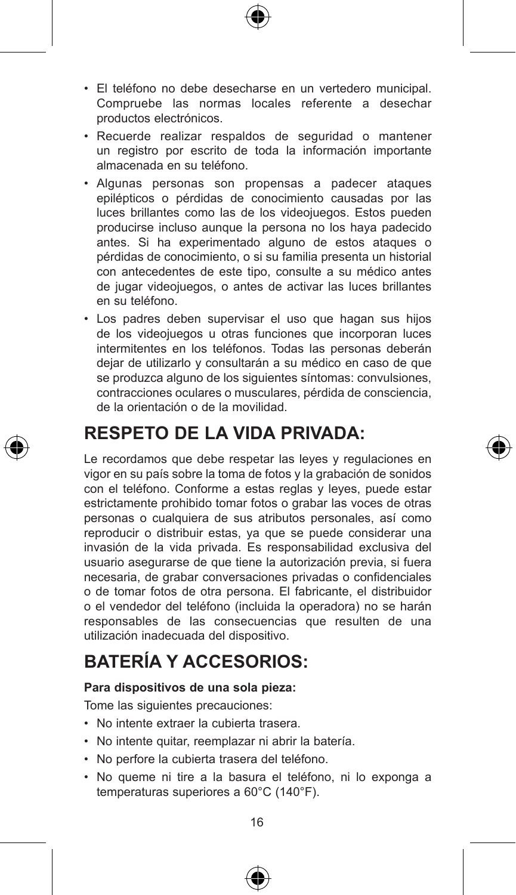- El teléfono no debe desecharse en un vertedero municipal. Compruebe las normas locales referente a desechar productos electrónicos.
- Recuerde realizar respaldos de seguridad o mantener un registro por escrito de toda la información importante almacenada en su teléfono.
- Algunas personas son propensas a padecer ataques epilépticos o pérdidas de conocimiento causadas por las luces brillantes como las de los videojuegos. Estos pueden producirse incluso aunque la persona no los haya padecido antes. Si ha experimentado alguno de estos ataques o pérdidas de conocimiento, o si su familia presenta un historial con antecedentes de este tipo, consulte a su médico antes de jugar videojuegos, o antes de activar las luces brillantes en su teléfono.
- Los padres deben supervisar el uso que hagan sus hijos de los videojuegos u otras funciones que incorporan luces intermitentes en los teléfonos. Todas las personas deberán dejar de utilizarlo y consultarán a su médico en caso de que se produzca alguno de los siguientes síntomas: convulsiones, contracciones oculares o musculares, pérdida de consciencia, de la orientación o de la movilidad.

## RESPETO DE LA VIDA PRIVADA:

Le recordamos que debe respetar las leyes y regulaciones en vigor en su país sobre la toma de fotos y la grabación de sonidos con el teléfono. Conforme a estas reglas y leyes, puede estar estrictamente prohibido tomar fotos o grabar las voces de otras personas o cualquiera de sus atributos personales, así como reproducir o distribuir estas, ya que se puede considerar una invasión de la vida privada. Es responsabilidad exclusiva del usuario asegurarse de que tiene la autorización previa, si fuera necesaria, de grabar conversaciones privadas o confidenciales o de tomar fotos de otra persona. El fabricante, el distribuidor o el vendedor del teléfono (incluida la operadora) no se harán responsables de las consecuencias que resulten de una utilización inadecuada del dispositivo.

## BATERÍA Y ACCESORIOS:

**Para dispositivos de una sola pieza:**

Tome las siguientes precauciones:

- No intente extraer la cubierta trasera.
- No intente quitar, reemplazar ni abrir la batería.
- No perfore la cubierta trasera del teléfono.
- No queme ni tire a la basura el teléfono, ni lo exponga a temperaturas superiores a 60°C (140°F).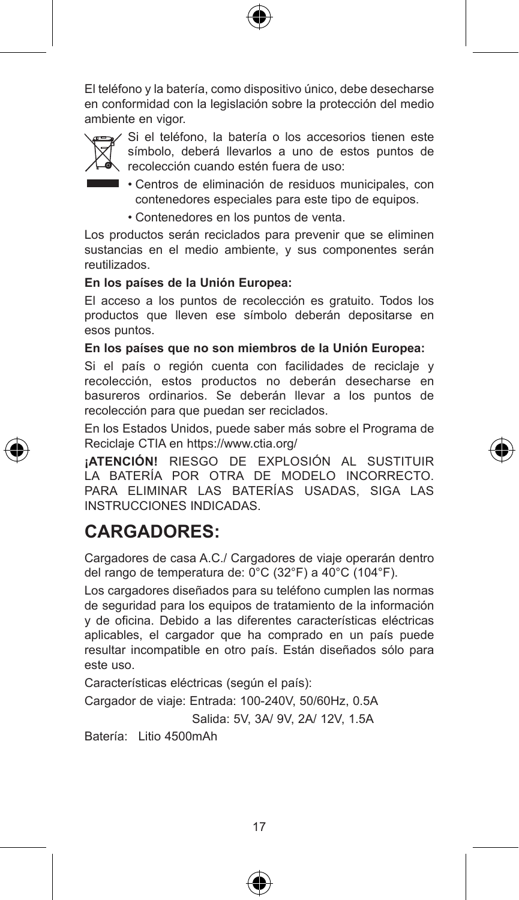El teléfono y la batería, como dispositivo único, debe desecharse en conformidad con la legislación sobre la protección del medio ambiente en vigor.

Si el teléfono, la batería o los accesorios tienen este símbolo, deberá llevarlos a uno de estos puntos de recolección cuando estén fuera de uso:

- Centros de eliminación de residuos municipales, con contenedores especiales para este tipo de equipos.
- Contenedores en los puntos de venta.

Los productos serán reciclados para prevenir que se eliminen sustancias en el medio ambiente, y sus componentes serán reutilizados.

**En los países de la Unión Europea:**

El acceso a los puntos de recolección es gratuito. Todos los productos que lleven ese símbolo deberán depositarse en esos puntos.

**En los países que no son miembros de la Unión Europea:**

Si el país o región cuenta con facilidades de reciclaje y recolección, estos productos no deberán desecharse en basureros ordinarios. Se deberán llevar a los puntos de recolección para que puedan ser reciclados.

En los Estados Unidos, puede saber más sobre el Programa de Reciclaje CTIA en https://www.ctia.org/

**¡ATENCIÓN!** RIESGO DE EXPLOSIÓN AL SUSTITUIR LA BATERÍA POR OTRA DE MODELO INCORRECTO. PARA ELIMINAR LAS BATERÍAS USADAS, SIGA LAS INSTRUCCIONES INDICADAS.

# CARGADORES:

Cargadores de casa A.C./ Cargadores de viaje operarán dentro del rango de temperatura de: 0°C (32°F) a 40°C (104°F).

Los cargadores diseñados para su teléfono cumplen las normas de seguridad para los equipos de tratamiento de la información y de oficina. Debido a las diferentes características eléctricas aplicables, el cargador que ha comprado en un país puede resultar incompatible en otro país. Están diseñados sólo para este uso.

Características eléctricas (según el país):

Cargador de viaje: Entrada: 100-240V, 50/60Hz, 0.5A

Salida: 5V, 3A/ 9V, 2A/ 12V, 1.5A

Batería: Litio 4500mAh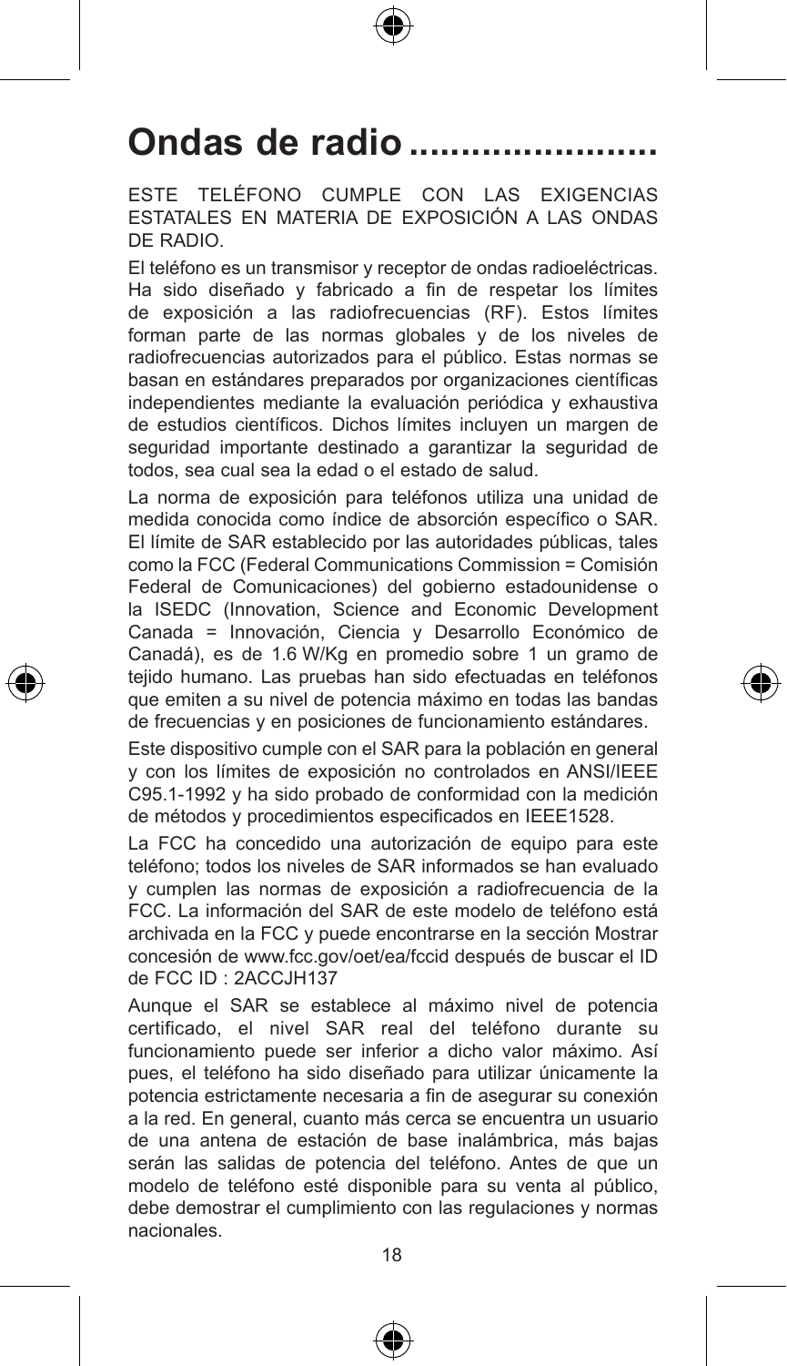# Ondas de radio........................

ESTE TELÉFONO CUMPLE CON LAS EXIGENCIAS ESTATALES EN MATERIA DE EXPOSICIÓN A LAS ONDAS DE RADIO.

El teléfono es un transmisor y receptor de ondas radioeléctricas. Ha sido diseñado y fabricado a fin de respetar los límites de exposición a las radiofrecuencias (RF). Estos límites forman parte de las normas globales y de los niveles de radiofrecuencias autorizados para el público. Estas normas se basan en estándares preparados por organizaciones científicas independientes mediante la evaluación periódica y exhaustiva de estudios científicos. Dichos límites incluyen un margen de seguridad importante destinado a garantizar la seguridad de todos, sea cual sea la edad o el estado de salud.

La norma de exposición para teléfonos utiliza una unidad de medida conocida como índice de absorción específico o SAR. El límite de SAR establecido por las autoridades públicas, tales como la FCC (Federal Communications Commission = Comisión Federal de Comunicaciones) del gobierno estadounidense o la ISEDC (Innovation, Science and Economic Development Canada = Innovación, Ciencia y Desarrollo Económico de Canadá), es de 1.6 W/Kg en promedio sobre 1 un gramo de tejido humano. Las pruebas han sido efectuadas en teléfonos que emiten a su nivel de potencia máximo en todas las bandas de frecuencias y en posiciones de funcionamiento estándares.

Este dispositivo cumple con el SAR para la población en general y con los límites de exposición no controlados en ANSI/IEEE C95.1-1992 y ha sido probado de conformidad con la medición de métodos y procedimientos especificados en IEEE1528.

La FCC ha concedido una autorización de equipo para este teléfono; todos los niveles de SAR informados se han evaluado y cumplen las normas de exposición a radiofrecuencia de la FCC. La información del SAR de este modelo de teléfono está archivada en la FCC y puede encontrarse en la sección Mostrar concesión de www.fcc.gov/oet/ea/fccid después de buscar el ID de FCC ID : 2ACCJH137

Aunque el SAR se establece al máximo nivel de potencia certificado, el nivel SAR real del teléfono durante su funcionamiento puede ser inferior a dicho valor máximo. Así pues, el teléfono ha sido diseñado para utilizar únicamente la potencia estrictamente necesaria a fin de asegurar su conexión a la red. En general, cuanto más cerca se encuentra un usuario de una antena de estación de base inalámbrica, más bajas serán las salidas de potencia del teléfono. Antes de que un modelo de teléfono esté disponible para su venta al público, debe demostrar el cumplimiento con las regulaciones y normas nacionales.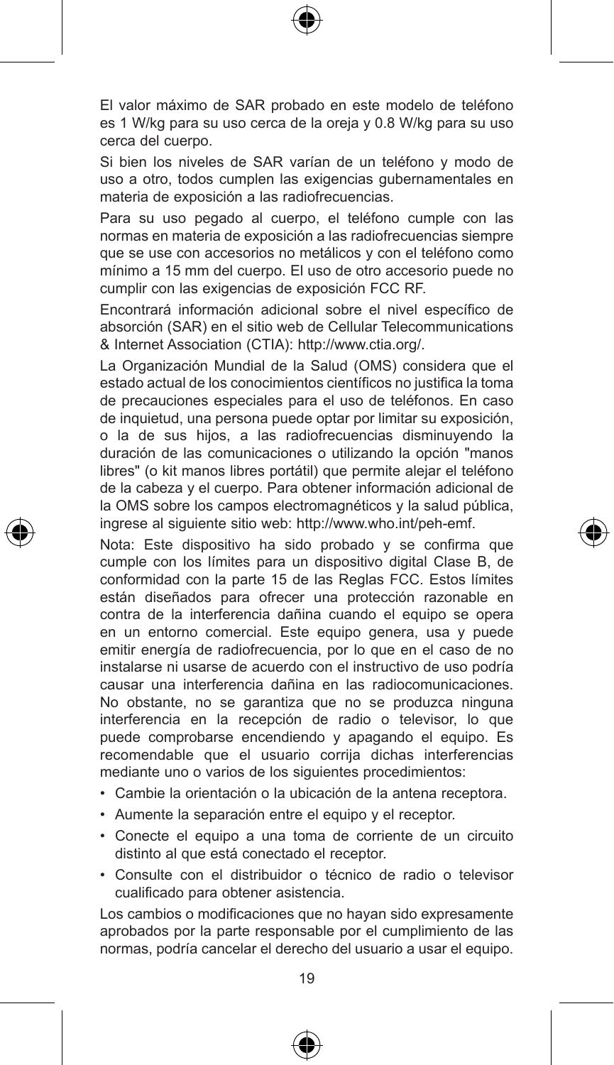El valor máximo de SAR probado en este modelo de teléfono es 1 W/kg para su uso cerca de la oreja y 0.8 W/kg para su uso cerca del cuerpo.

Si bien los niveles de SAR varían de un teléfono y modo de uso a otro, todos cumplen las exigencias gubernamentales en materia de exposición a las radiofrecuencias.

Para su uso pegado al cuerpo, el teléfono cumple con las normas en materia de exposición a las radiofrecuencias siempre que se use con accesorios no metálicos y con el teléfono como mínimo a 15 mm del cuerpo. El uso de otro accesorio puede no cumplir con las exigencias de exposición FCC RF.

Encontrará información adicional sobre el nivel específico de absorción (SAR) en el sitio web de Cellular Telecommunications & Internet Association (CTIA): http://www.ctia.org/.

La Organización Mundial de la Salud (OMS) considera que el estado actual de los conocimientos científicos no justifica la toma de precauciones especiales para el uso de teléfonos. En caso de inquietud, una persona puede optar por limitar su exposición, o la de sus hijos, a las radiofrecuencias disminuyendo la duración de las comunicaciones o utilizando la opción "manos libres" (o kit manos libres portátil) que permite alejar el teléfono de la cabeza y el cuerpo. Para obtener información adicional de la OMS sobre los campos electromagnéticos y la salud pública, ingrese al siguiente sitio web: http://www.who.int/peh-emf.

Nota: Este dispositivo ha sido probado y se confirma que cumple con los límites para un dispositivo digital Clase B, de conformidad con la parte 15 de las Reglas FCC. Estos límites están diseñados para ofrecer una protección razonable en contra de la interferencia dañina cuando el equipo se opera en un entorno comercial. Este equipo genera, usa y puede emitir energía de radiofrecuencia, por lo que en el caso de no instalarse ni usarse de acuerdo con el instructivo de uso podría causar una interferencia dañina en las radiocomunicaciones. No obstante, no se garantiza que no se produzca ninguna interferencia en la recepción de radio o televisor, lo que puede comprobarse encendiendo y apagando el equipo. Es recomendable que el usuario corrija dichas interferencias mediante uno o varios de los siguientes procedimientos:

- Cambie la orientación o la ubicación de la antena receptora.
- Aumente la separación entre el equipo y el receptor.
- Conecte el equipo a una toma de corriente de un circuito distinto al que está conectado el receptor.
- Consulte con el distribuidor o técnico de radio o televisor cualificado para obtener asistencia.

Los cambios o modificaciones que no hayan sido expresamente aprobados por la parte responsable por el cumplimiento de las normas, podría cancelar el derecho del usuario a usar el equipo.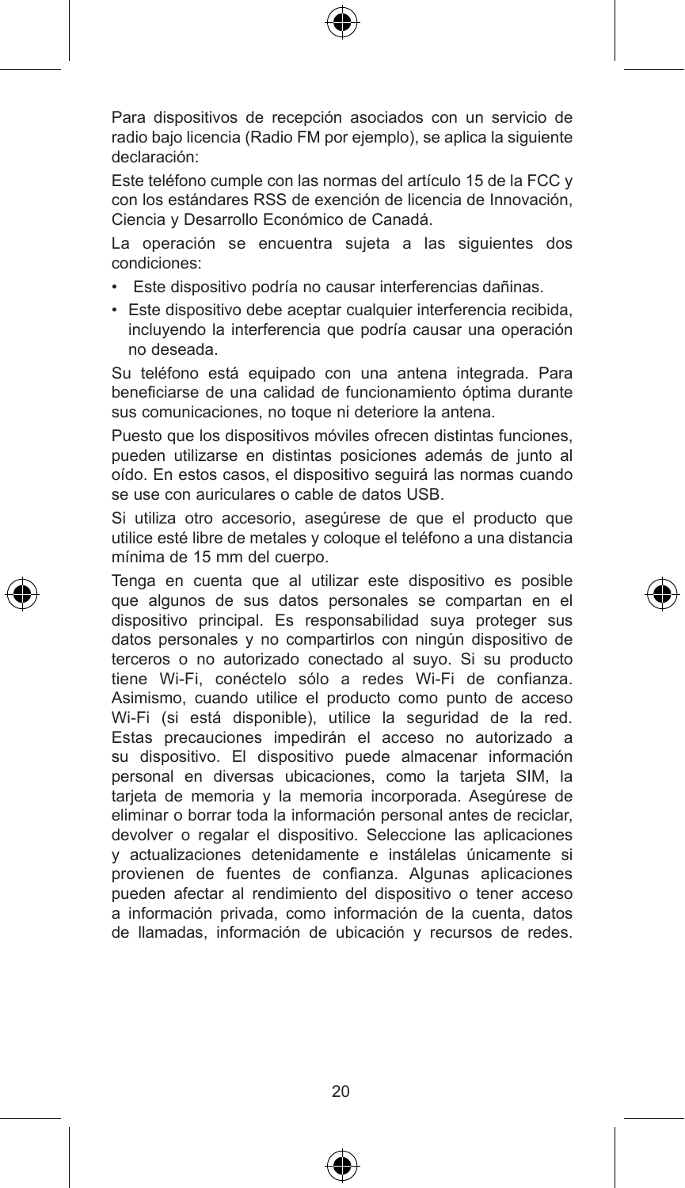Para dispositivos de recepción asociados con un servicio de radio bajo licencia (Radio FM por ejemplo), se aplica la siguiente declaración:

Este teléfono cumple con las normas del artículo 15 de la FCC y con los estándares RSS de exención de licencia de Innovación, Ciencia y Desarrollo Económico de Canadá.

La operación se encuentra sujeta a las siguientes dos condiciones:

- Este dispositivo podría no causar interferencias dañinas.
- Este dispositivo debe aceptar cualquier interferencia recibida, incluyendo la interferencia que podría causar una operación no deseada.

Su teléfono está equipado con una antena integrada. Para beneficiarse de una calidad de funcionamiento óptima durante sus comunicaciones, no toque ni deteriore la antena.

Puesto que los dispositivos móviles ofrecen distintas funciones, pueden utilizarse en distintas posiciones además de junto al oído. En estos casos, el dispositivo seguirá las normas cuando se use con auriculares o cable de datos USB.

Si utiliza otro accesorio, asegúrese de que el producto que utilice esté libre de metales y coloque el teléfono a una distancia mínima de 15 mm del cuerpo.

Tenga en cuenta que al utilizar este dispositivo es posible que algunos de sus datos personales se compartan en el dispositivo principal. Es responsabilidad suya proteger sus datos personales y no compartirlos con ningún dispositivo de terceros o no autorizado conectado al suyo. Si su producto tiene Wi-Fi, conéctelo sólo a redes Wi-Fi de confianza. Asimismo, cuando utilice el producto como punto de acceso Wi-Fi (si está disponible), utilice la seguridad de la red. Estas precauciones impedirán el acceso no autorizado a su dispositivo. El dispositivo puede almacenar información personal en diversas ubicaciones, como la tarjeta SIM, la tarjeta de memoria y la memoria incorporada. Asegúrese de eliminar o borrar toda la información personal antes de reciclar, devolver o regalar el dispositivo. Seleccione las aplicaciones y actualizaciones detenidamente e instálelas únicamente si provienen de fuentes de confianza. Algunas aplicaciones pueden afectar al rendimiento del dispositivo o tener acceso a información privada, como información de la cuenta, datos de llamadas, información de ubicación y recursos de redes.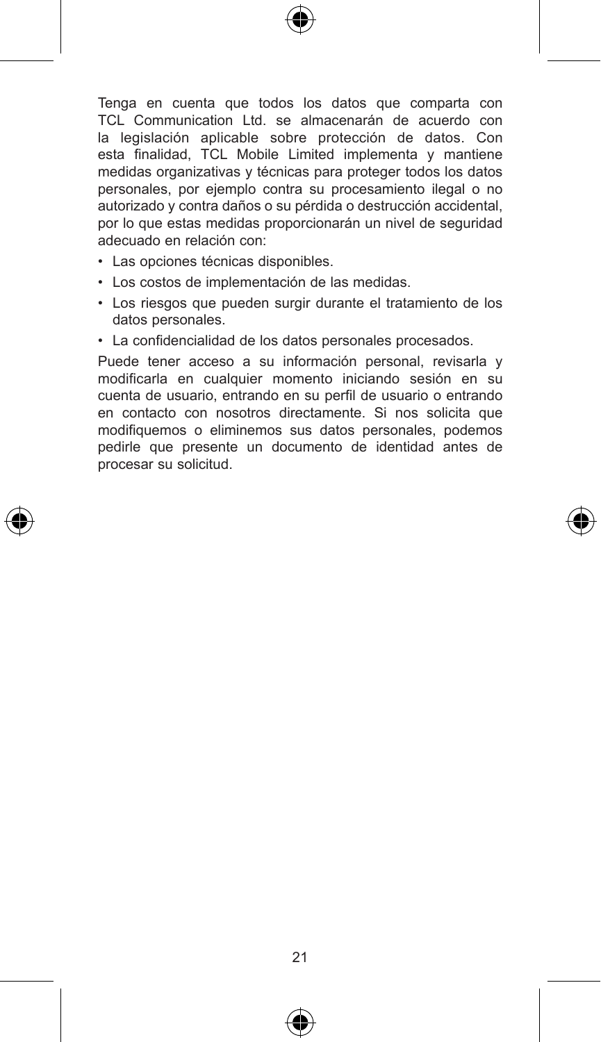Tenga en cuenta que todos los datos que comparta con TCL Communication Ltd. se almacenarán de acuerdo con la legislación aplicable sobre protección de datos. Con esta finalidad, TCL Mobile Limited implementa y mantiene medidas organizativas y técnicas para proteger todos los datos personales, por ejemplo contra su procesamiento ilegal o no autorizado y contra daños o su pérdida o destrucción accidental, por lo que estas medidas proporcionarán un nivel de seguridad adecuado en relación con:

- Las opciones técnicas disponibles.
- Los costos de implementación de las medidas.
- Los riesgos que pueden surgir durante el tratamiento de los datos personales.
- La confidencialidad de los datos personales procesados.

Puede tener acceso a su información personal, revisarla y modificarla en cualquier momento iniciando sesión en su cuenta de usuario, entrando en su perfil de usuario o entrando en contacto con nosotros directamente. Si nos solicita que modifiquemos o eliminemos sus datos personales, podemos pedirle que presente un documento de identidad antes de procesar su solicitud.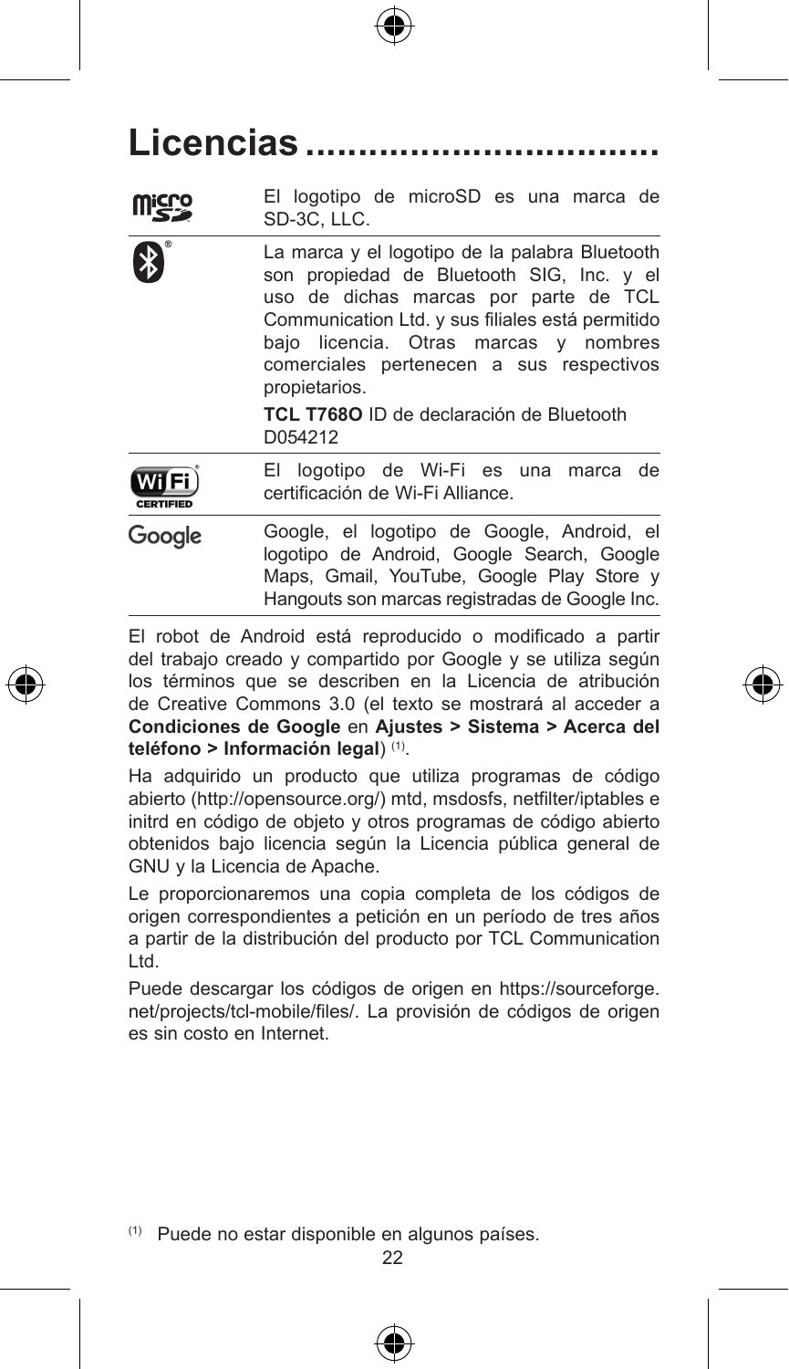# Licencias

| | |
|---|---|
| micro SD | El logotipo de microSD es una marca de SD-3C, LLC. |
| Bluetooth | La marca y el logotipo de la palabra Bluetooth son propiedad de Bluetooth SIG, Inc. y el uso de dichas marcas por parte de TCL Communication Ltd. y sus filiales está permitido bajo licencia. Otras marcas y nombres comerciales pertenecen a sus respectivos propietarios.<br>**TCL T768O** ID de declaración de Bluetooth D054212 |
| Wi-Fi CERTIFIED | El logotipo de Wi-Fi es una marca de certificación de Wi-Fi Alliance. |
| Google | Google, el logotipo de Google, Android, el logotipo de Android, Google Search, Google Maps, Gmail, YouTube, Google Play Store y Hangouts son marcas registradas de Google Inc. |

El robot de Android está reproducido o modificado a partir del trabajo creado y compartido por Google y se utiliza según los términos que se describen en la Licencia de atribución de Creative Commons 3.0 (el texto se mostrará al acceder a **Condiciones de Google** en **Ajustes > Sistema > Acerca del teléfono > Información legal**) (1).

Ha adquirido un producto que utiliza programas de código abierto (http://opensource.org/) mtd, msdosfs, netfilter/iptables e initrd en código de objeto y otros programas de código abierto obtenidos bajo licencia según la Licencia pública general de GNU y la Licencia de Apache.

Le proporcionaremos una copia completa de los códigos de origen correspondientes a petición en un período de tres años a partir de la distribución del producto por TCL Communication Ltd.

Puede descargar los códigos de origen en https://sourceforge.net/projects/tcl-mobile/files/. La provisión de códigos de origen es sin costo en Internet.

(1) Puede no estar disponible en algunos países.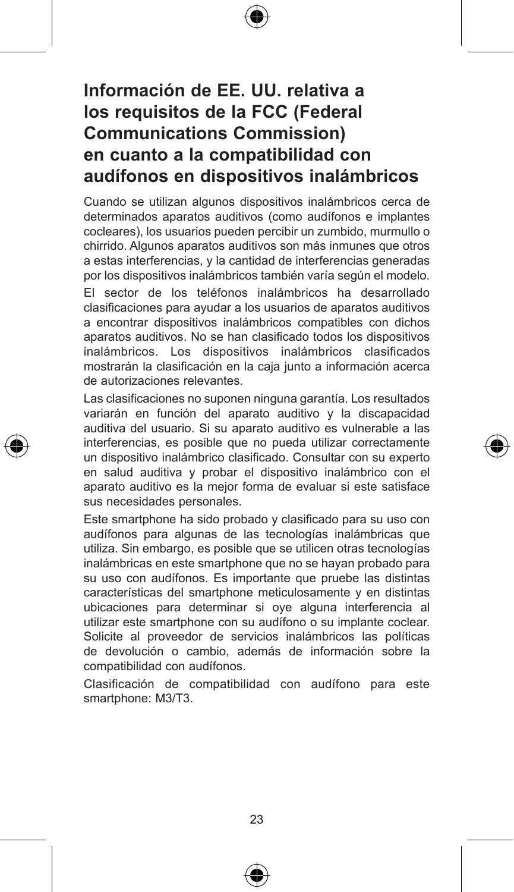# Información de EE. UU. relativa a los requisitos de la FCC (Federal Communications Commission) en cuanto a la compatibilidad con audífonos en dispositivos inalámbricos

Cuando se utilizan algunos dispositivos inalámbricos cerca de determinados aparatos auditivos (como audífonos e implantes cocleares), los usuarios pueden percibir un zumbido, murmullo o chirrido. Algunos aparatos auditivos son más inmunes que otros a estas interferencias, y la cantidad de interferencias generadas por los dispositivos inalámbricos también varía según el modelo.

El sector de los teléfonos inalámbricos ha desarrollado clasificaciones para ayudar a los usuarios de aparatos auditivos a encontrar dispositivos inalámbricos compatibles con dichos aparatos auditivos. No se han clasificado todos los dispositivos inalámbricos. Los dispositivos inalámbricos clasificados mostrarán la clasificación en la caja junto a información acerca de autorizaciones relevantes.

Las clasificaciones no suponen ninguna garantía. Los resultados variarán en función del aparato auditivo y la discapacidad auditiva del usuario. Si su aparato auditivo es vulnerable a las interferencias, es posible que no pueda utilizar correctamente un dispositivo inalámbrico clasificado. Consultar con su experto en salud auditiva y probar el dispositivo inalámbrico con el aparato auditivo es la mejor forma de evaluar si este satisface sus necesidades personales.

Este smartphone ha sido probado y clasificado para su uso con audífonos para algunas de las tecnologías inalámbricas que utiliza. Sin embargo, es posible que se utilicen otras tecnologías inalámbricas en este smartphone que no se hayan probado para su uso con audífonos. Es importante que pruebe las distintas características del smartphone meticulosamente y en distintas ubicaciones para determinar si oye alguna interferencia al utilizar este smartphone con su audífono o su implante coclear. Solicite al proveedor de servicios inalámbricos las políticas de devolución o cambio, además de información sobre la compatibilidad con audífonos.

Clasificación de compatibilidad con audífono para este smartphone: M3/T3.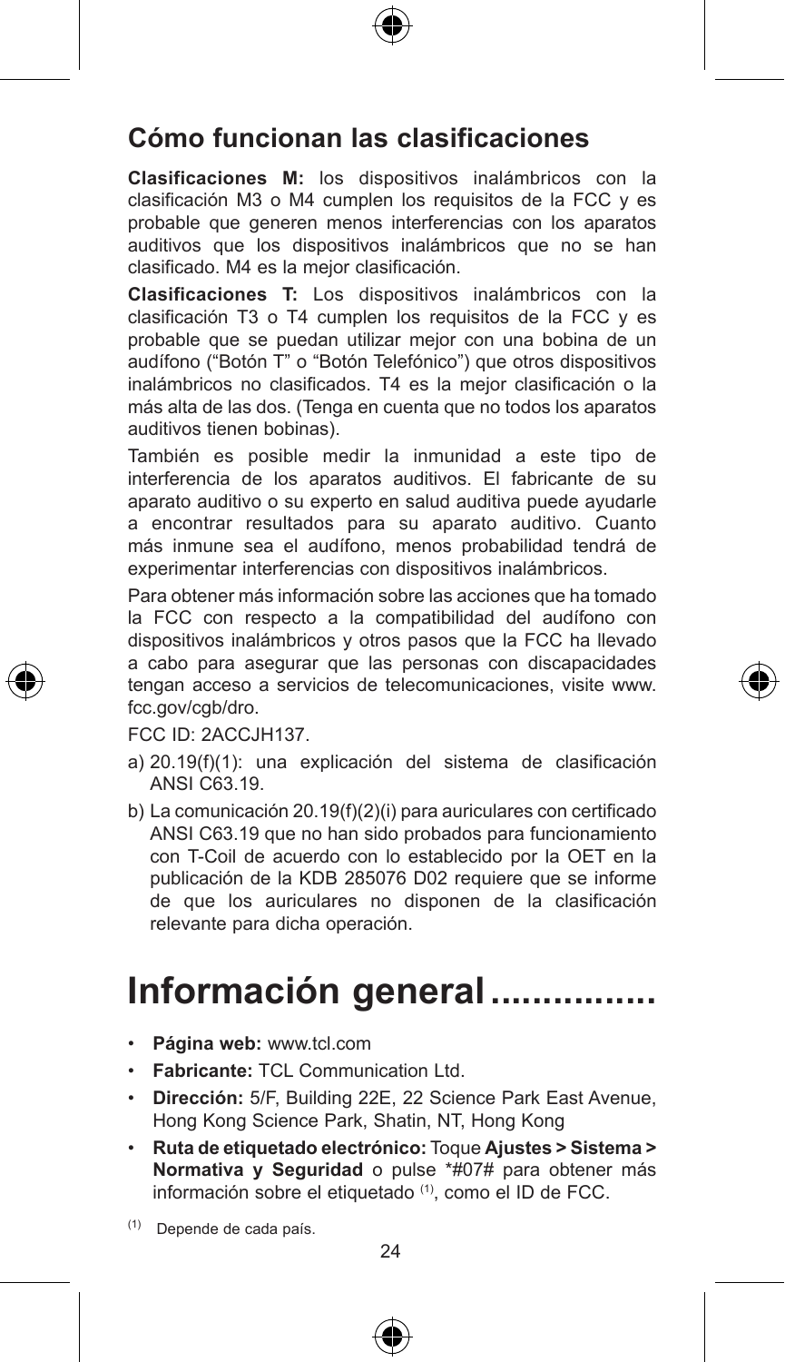## Cómo funcionan las clasificaciones

**Clasificaciones M:** los dispositivos inalámbricos con la clasificación M3 o M4 cumplen los requisitos de la FCC y es probable que generen menos interferencias con los aparatos auditivos que los dispositivos inalámbricos que no se han clasificado. M4 es la mejor clasificación.

**Clasificaciones T:** Los dispositivos inalámbricos con la clasificación T3 o T4 cumplen los requisitos de la FCC y es probable que se puedan utilizar mejor con una bobina de un audífono ("Botón T" o "Botón Telefónico") que otros dispositivos inalámbricos no clasificados. T4 es la mejor clasificación o la más alta de las dos. (Tenga en cuenta que no todos los aparatos auditivos tienen bobinas).

También es posible medir la inmunidad a este tipo de interferencia de los aparatos auditivos. El fabricante de su aparato auditivo o su experto en salud auditiva puede ayudarle a encontrar resultados para su aparato auditivo. Cuanto más inmune sea el audífono, menos probabilidad tendrá de experimentar interferencias con dispositivos inalámbricos.

Para obtener más información sobre las acciones que ha tomado la FCC con respecto a la compatibilidad del audífono con dispositivos inalámbricos y otros pasos que la FCC ha llevado a cabo para asegurar que las personas con discapacidades tengan acceso a servicios de telecomunicaciones, visite www.fcc.gov/cgb/dro.

FCC ID: 2ACCJH137.

a) 20.19(f)(1): una explicación del sistema de clasificación ANSI C63.19.

b) La comunicación 20.19(f)(2)(i) para auriculares con certificado ANSI C63.19 que no han sido probados para funcionamiento con T-Coil de acuerdo con lo establecido por la OET en la publicación de la KDB 285076 D02 requiere que se informe de que los auriculares no disponen de la clasificación relevante para dicha operación.

# Información general................

- **Página web:** www.tcl.com
- **Fabricante:** TCL Communication Ltd.
- **Dirección:** 5/F, Building 22E, 22 Science Park East Avenue, Hong Kong Science Park, Shatin, NT, Hong Kong
- **Ruta de etiquetado electrónico:** Toque **Ajustes > Sistema > Normativa y Seguridad** o pulse *#07# para obtener más información sobre el etiquetado [(1)], como el ID de FCC.

[(1)] Depende de cada país.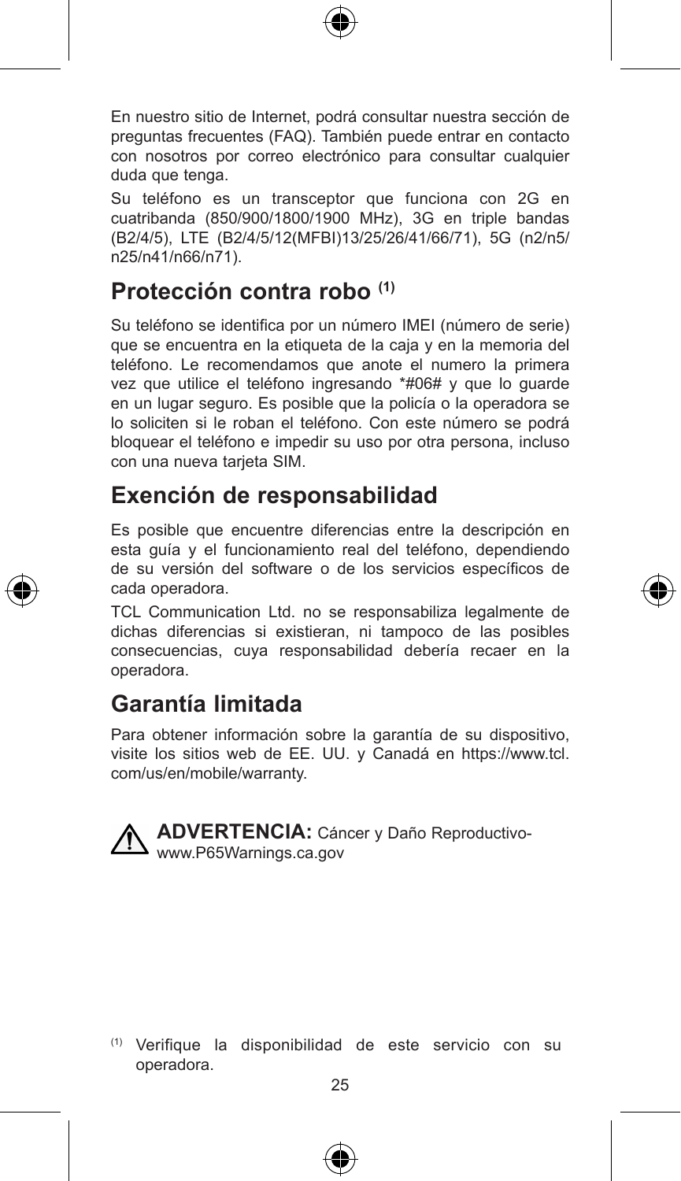En nuestro sitio de Internet, podrá consultar nuestra sección de preguntas frecuentes (FAQ). También puede entrar en contacto con nosotros por correo electrónico para consultar cualquier duda que tenga.

Su teléfono es un transceptor que funciona con 2G en cuatribanda (850/900/1800/1900 MHz), 3G en triple bandas (B2/4/5), LTE (B2/4/5/12(MFBI)13/25/26/41/66/71), 5G (n2/n5/n25/n41/n66/n71).

## Protección contra robo [1]

Su teléfono se identifica por un número IMEI (número de serie) que se encuentra en la etiqueta de la caja y en la memoria del teléfono. Le recomendamos que anote el numero la primera vez que utilice el teléfono ingresando *#06# y que lo guarde en un lugar seguro. Es posible que la policía o la operadora se lo soliciten si le roban el teléfono. Con este número se podrá bloquear el teléfono e impedir su uso por otra persona, incluso con una nueva tarjeta SIM.

## Exención de responsabilidad

Es posible que encuentre diferencias entre la descripción en esta guía y el funcionamiento real del teléfono, dependiendo de su versión del software o de los servicios específicos de cada operadora.

TCL Communication Ltd. no se responsabiliza legalmente de dichas diferencias si existieran, ni tampoco de las posibles consecuencias, cuya responsabilidad debería recaer en la operadora.

## Garantía limitada

Para obtener información sobre la garantía de su dispositivo, visite los sitios web de EE. UU. y Canadá en https://www.tcl.com/us/en/mobile/warranty.

⚠ **ADVERTENCIA:** Cáncer y Daño Reproductivo- www.P65Warnings.ca.gov

[1] Verifique la disponibilidad de este servicio con su operadora.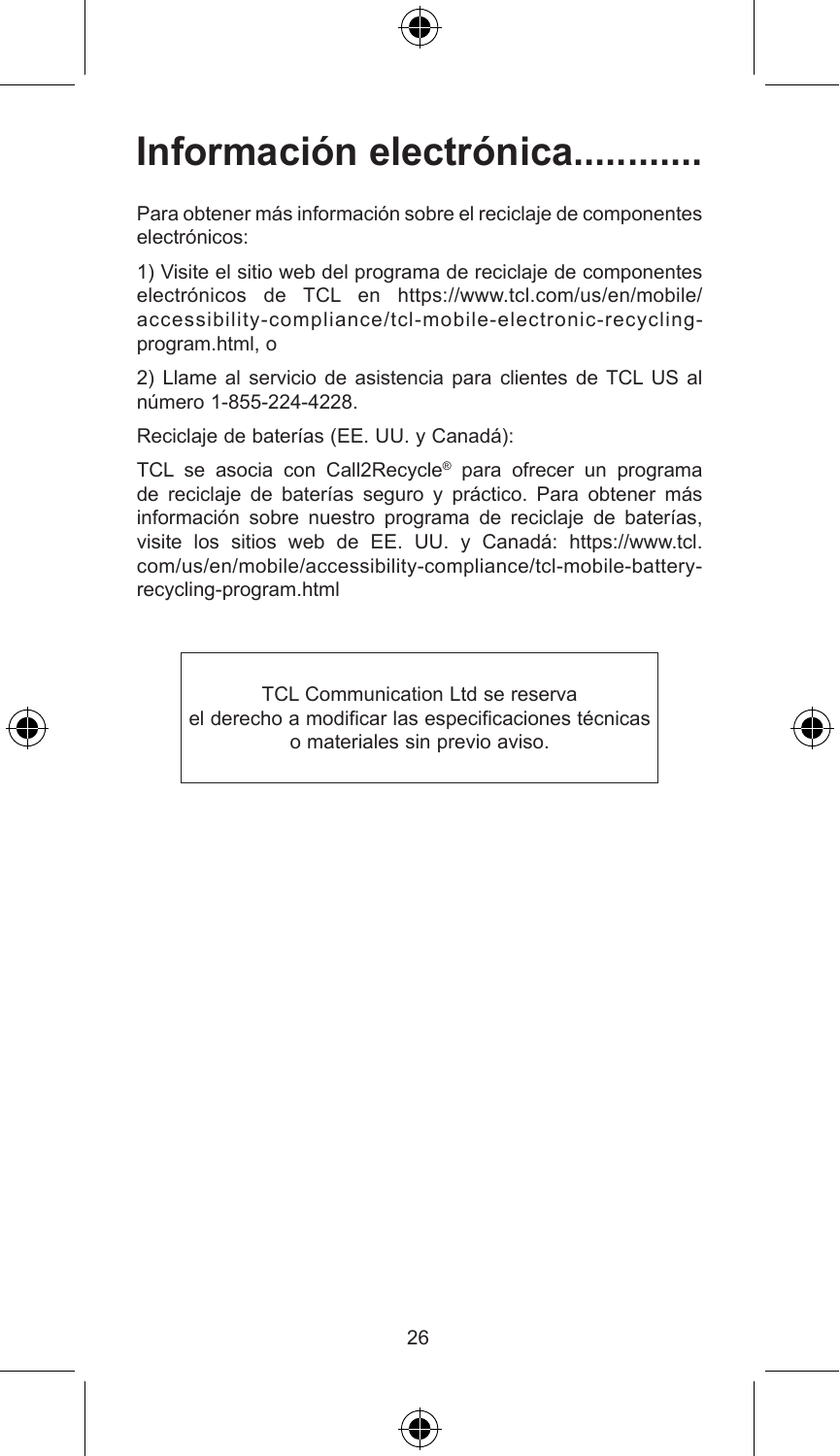# Información electrónica............

Para obtener más información sobre el reciclaje de componentes electrónicos:

1) Visite el sitio web del programa de reciclaje de componentes electrónicos de TCL en https://www.tcl.com/us/en/mobile/accessibility-compliance/tcl-mobile-electronic-recycling-program.html, o

2) Llame al servicio de asistencia para clientes de TCL US al número 1-855-224-4228.

Reciclaje de baterías (EE. UU. y Canadá):

TCL se asocia con Call2Recycle® para ofrecer un programa de reciclaje de baterías seguro y práctico. Para obtener más información sobre nuestro programa de reciclaje de baterías, visite los sitios web de EE. UU. y Canadá: https://www.tcl.com/us/en/mobile/accessibility-compliance/tcl-mobile-battery-recycling-program.html

TCL Communication Ltd se reserva el derecho a modificar las especificaciones técnicas o materiales sin previo aviso.